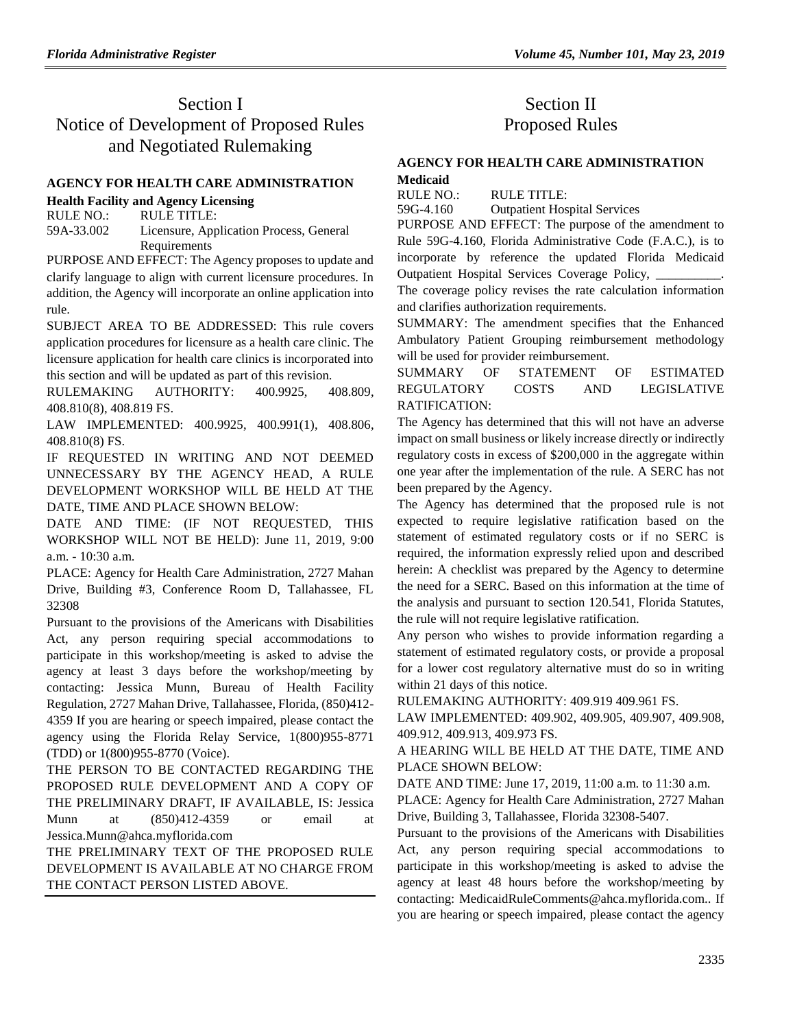# Section I
# Notice of Development of Proposed Rules and Negotiated Rulemaking

### AGENCY FOR HEALTH CARE ADMINISTRATION

**Health Facility and Agency Licensing**

RULE NO.: RULE TITLE:

59A-33.002 Licensure, Application Process, General Requirements

PURPOSE AND EFFECT: The Agency proposes to update and clarify language to align with current licensure procedures. In addition, the Agency will incorporate an online application into rule.

SUBJECT AREA TO BE ADDRESSED: This rule covers application procedures for licensure as a health care clinic. The licensure application for health care clinics is incorporated into this section and will be updated as part of this revision.

RULEMAKING AUTHORITY: 400.9925, 408.809, 408.810(8), 408.819 FS.

LAW IMPLEMENTED: 400.9925, 400.991(1), 408.806, 408.810(8) FS.

IF REQUESTED IN WRITING AND NOT DEEMED UNNECESSARY BY THE AGENCY HEAD, A RULE DEVELOPMENT WORKSHOP WILL BE HELD AT THE DATE, TIME AND PLACE SHOWN BELOW:

DATE AND TIME: (IF NOT REQUESTED, THIS WORKSHOP WILL NOT BE HELD): June 11, 2019, 9:00 a.m. - 10:30 a.m.

PLACE: Agency for Health Care Administration, 2727 Mahan Drive, Building #3, Conference Room D, Tallahassee, FL 32308

Pursuant to the provisions of the Americans with Disabilities Act, any person requiring special accommodations to participate in this workshop/meeting is asked to advise the agency at least 3 days before the workshop/meeting by contacting: Jessica Munn, Bureau of Health Facility Regulation, 2727 Mahan Drive, Tallahassee, Florida, (850)412-4359 If you are hearing or speech impaired, please contact the agency using the Florida Relay Service, 1(800)955-8771 (TDD) or 1(800)955-8770 (Voice).

THE PERSON TO BE CONTACTED REGARDING THE PROPOSED RULE DEVELOPMENT AND A COPY OF THE PRELIMINARY DRAFT, IF AVAILABLE, IS: Jessica Munn at (850)412-4359 or email at Jessica.Munn@ahca.myflorida.com

THE PRELIMINARY TEXT OF THE PROPOSED RULE DEVELOPMENT IS AVAILABLE AT NO CHARGE FROM THE CONTACT PERSON LISTED ABOVE.

# Section II
# Proposed Rules

### AGENCY FOR HEALTH CARE ADMINISTRATION

**Medicaid**

RULE NO.: RULE TITLE:

59G-4.160 Outpatient Hospital Services

PURPOSE AND EFFECT: The purpose of the amendment to Rule 59G-4.160, Florida Administrative Code (F.A.C.), is to incorporate by reference the updated Florida Medicaid Outpatient Hospital Services Coverage Policy, __________. The coverage policy revises the rate calculation information and clarifies authorization requirements.

SUMMARY: The amendment specifies that the Enhanced Ambulatory Patient Grouping reimbursement methodology will be used for provider reimbursement.

SUMMARY OF STATEMENT OF ESTIMATED REGULATORY COSTS AND LEGISLATIVE RATIFICATION:

The Agency has determined that this will not have an adverse impact on small business or likely increase directly or indirectly regulatory costs in excess of $200,000 in the aggregate within one year after the implementation of the rule. A SERC has not been prepared by the Agency.

The Agency has determined that the proposed rule is not expected to require legislative ratification based on the statement of estimated regulatory costs or if no SERC is required, the information expressly relied upon and described herein: A checklist was prepared by the Agency to determine the need for a SERC. Based on this information at the time of the analysis and pursuant to section 120.541, Florida Statutes, the rule will not require legislative ratification.

Any person who wishes to provide information regarding a statement of estimated regulatory costs, or provide a proposal for a lower cost regulatory alternative must do so in writing within 21 days of this notice.

RULEMAKING AUTHORITY: 409.919 409.961 FS.

LAW IMPLEMENTED: 409.902, 409.905, 409.907, 409.908, 409.912, 409.913, 409.973 FS.

A HEARING WILL BE HELD AT THE DATE, TIME AND PLACE SHOWN BELOW:

DATE AND TIME: June 17, 2019, 11:00 a.m. to 11:30 a.m.

PLACE: Agency for Health Care Administration, 2727 Mahan Drive, Building 3, Tallahassee, Florida 32308-5407.

Pursuant to the provisions of the Americans with Disabilities Act, any person requiring special accommodations to participate in this workshop/meeting is asked to advise the agency at least 48 hours before the workshop/meeting by contacting: MedicaidRuleComments@ahca.myflorida.com.. If you are hearing or speech impaired, please contact the agency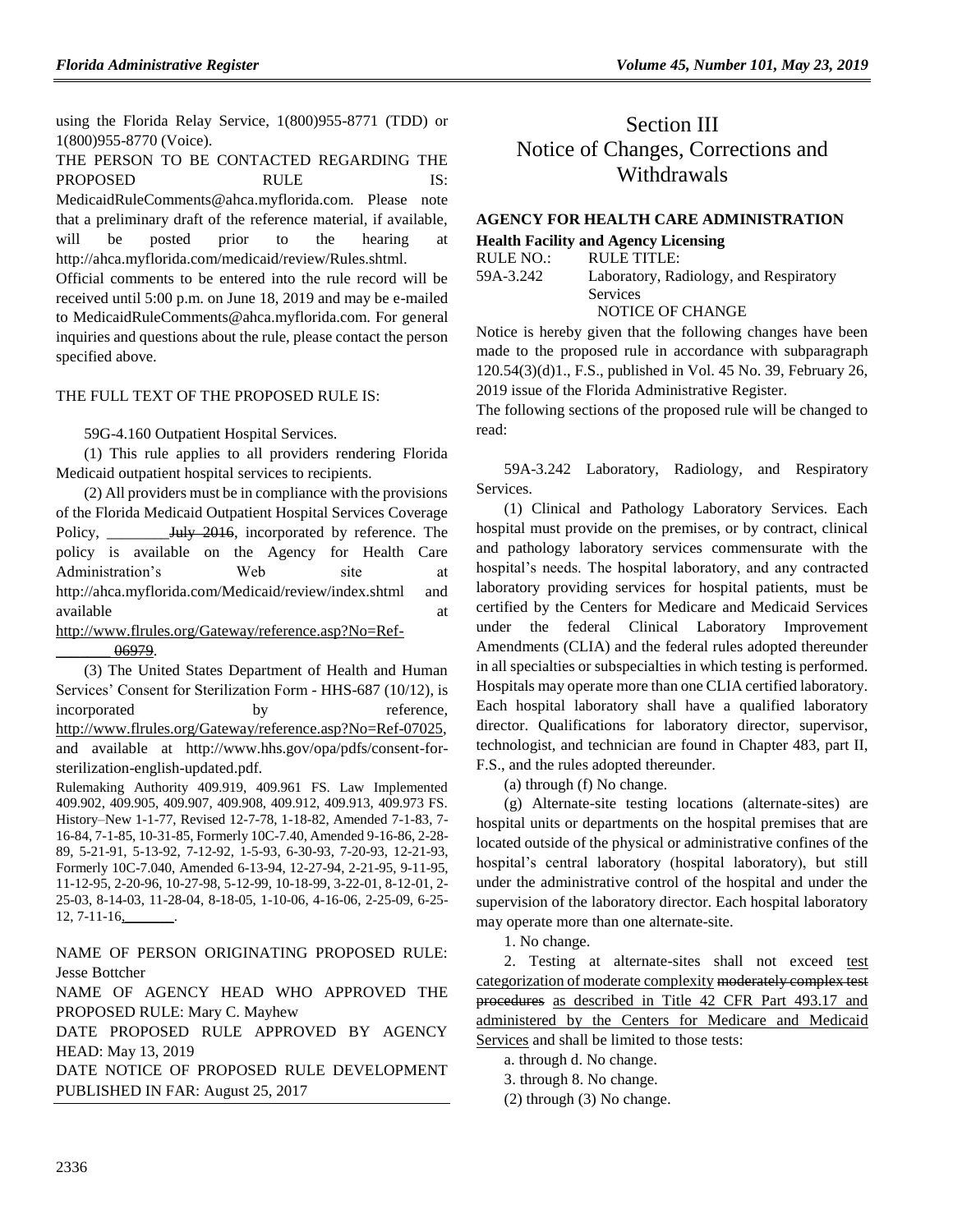using the Florida Relay Service, 1(800)955-8771 (TDD) or 1(800)955-8770 (Voice).

THE PERSON TO BE CONTACTED REGARDING THE PROPOSED RULE IS: MedicaidRuleComments@ahca.myflorida.com. Please note that a preliminary draft of the reference material, if available, will be posted prior to the hearing at http://ahca.myflorida.com/medicaid/review/Rules.shtml.

Official comments to be entered into the rule record will be received until 5:00 p.m. on June 18, 2019 and may be e-mailed to MedicaidRuleComments@ahca.myflorida.com. For general inquiries and questions about the rule, please contact the person specified above.

THE FULL TEXT OF THE PROPOSED RULE IS:

59G-4.160 Outpatient Hospital Services.

(1) This rule applies to all providers rendering Florida Medicaid outpatient hospital services to recipients.

(2) All providers must be in compliance with the provisions of the Florida Medicaid Outpatient Hospital Services Coverage Policy, ________ ~~July 2016~~, incorporated by reference. The policy is available on the Agency for Health Care Administration's Web site at http://ahca.myflorida.com/Medicaid/review/index.shtml and available at http://www.flrules.org/Gateway/reference.asp?No=Ref-________ ~~06979~~.

(3) The United States Department of Health and Human Services' Consent for Sterilization Form - HHS-687 (10/12), is incorporated by reference, http://www.flrules.org/Gateway/reference.asp?No=Ref-07025, and available at http://www.hhs.gov/opa/pdfs/consent-for-sterilization-english-updated.pdf.

Rulemaking Authority 409.919, 409.961 FS. Law Implemented 409.902, 409.905, 409.907, 409.908, 409.912, 409.913, 409.973 FS. History–New 1-1-77, Revised 12-7-78, 1-18-82, Amended 7-1-83, 7-16-84, 7-1-85, 10-31-85, Formerly 10C-7.40, Amended 9-16-86, 2-28-89, 5-21-91, 5-13-92, 7-12-92, 1-5-93, 6-30-93, 7-20-93, 12-21-93, Formerly 10C-7.040, Amended 6-13-94, 12-27-94, 2-21-95, 9-11-95, 11-12-95, 2-20-96, 10-27-98, 5-12-99, 10-18-99, 3-22-01, 8-12-01, 2-25-03, 8-14-03, 11-28-04, 8-18-05, 1-10-06, 4-16-06, 2-25-09, 6-25-12, 7-11-16, ________.

NAME OF PERSON ORIGINATING PROPOSED RULE: Jesse Bottcher

NAME OF AGENCY HEAD WHO APPROVED THE PROPOSED RULE: Mary C. Mayhew

DATE PROPOSED RULE APPROVED BY AGENCY HEAD: May 13, 2019

DATE NOTICE OF PROPOSED RULE DEVELOPMENT PUBLISHED IN FAR: August 25, 2017

# Section III
# Notice of Changes, Corrections and Withdrawals

## AGENCY FOR HEALTH CARE ADMINISTRATION

### Health Facility and Agency Licensing

RULE NO.: RULE TITLE:

59A-3.242 Laboratory, Radiology, and Respiratory Services

NOTICE OF CHANGE

Notice is hereby given that the following changes have been made to the proposed rule in accordance with subparagraph 120.54(3)(d)1., F.S., published in Vol. 45 No. 39, February 26, 2019 issue of the Florida Administrative Register.

The following sections of the proposed rule will be changed to read:

59A-3.242 Laboratory, Radiology, and Respiratory Services.

(1) Clinical and Pathology Laboratory Services. Each hospital must provide on the premises, or by contract, clinical and pathology laboratory services commensurate with the hospital's needs. The hospital laboratory, and any contracted laboratory providing services for hospital patients, must be certified by the Centers for Medicare and Medicaid Services under the federal Clinical Laboratory Improvement Amendments (CLIA) and the federal rules adopted thereunder in all specialties or subspecialties in which testing is performed. Hospitals may operate more than one CLIA certified laboratory. Each hospital laboratory shall have a qualified laboratory director. Qualifications for laboratory director, supervisor, technologist, and technician are found in Chapter 483, part II, F.S., and the rules adopted thereunder.

(a) through (f) No change.

(g) Alternate-site testing locations (alternate-sites) are hospital units or departments on the hospital premises that are located outside of the physical or administrative confines of the hospital's central laboratory (hospital laboratory), but still under the administrative control of the hospital and under the supervision of the laboratory director. Each hospital laboratory may operate more than one alternate-site.

1. No change.

2. Testing at alternate-sites shall not exceed test categorization of moderate complexity ~~moderately complex test procedures~~ as described in Title 42 CFR Part 493.17 and administered by the Centers for Medicare and Medicaid Services and shall be limited to those tests:

a. through d. No change.

3. through 8. No change.

(2) through (3) No change.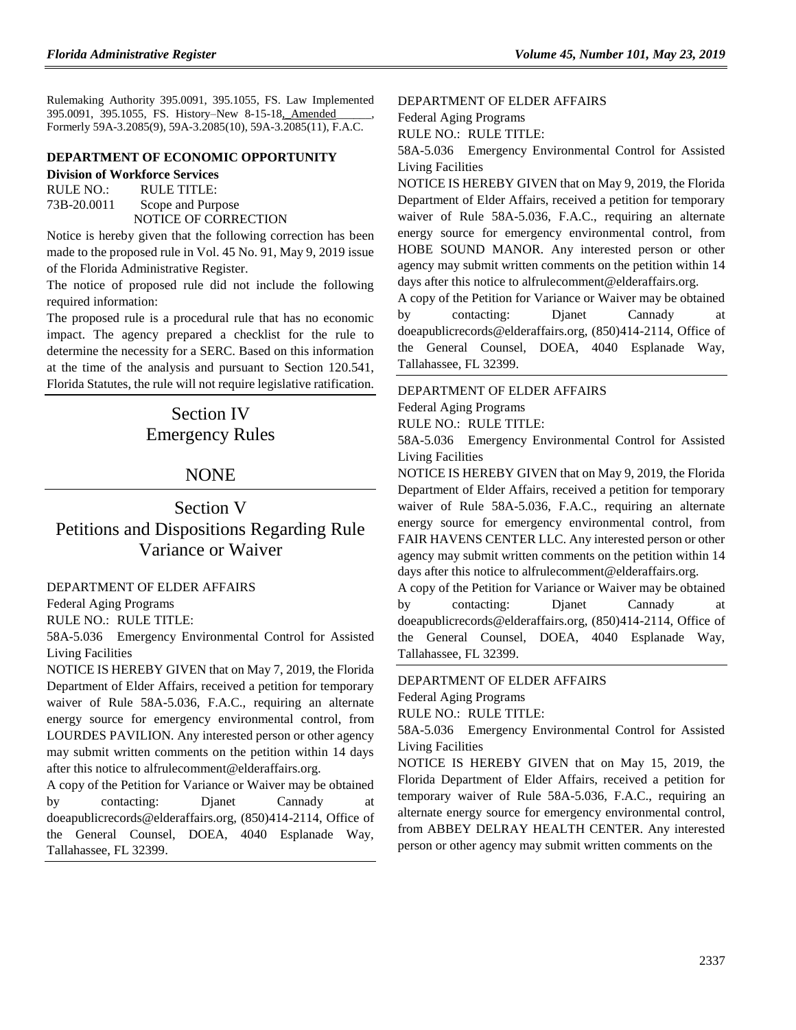Rulemaking Authority 395.0091, 395.1055, FS. Law Implemented 395.0091, 395.1055, FS. History–New 8-15-18, Amended ______, Formerly 59A-3.2085(9), 59A-3.2085(10), 59A-3.2085(11), F.A.C.

**DEPARTMENT OF ECONOMIC OPPORTUNITY**

**Division of Workforce Services**

RULE NO.: RULE TITLE:

73B-20.0011 Scope and Purpose

NOTICE OF CORRECTION

Notice is hereby given that the following correction has been made to the proposed rule in Vol. 45 No. 91, May 9, 2019 issue of the Florida Administrative Register.

The notice of proposed rule did not include the following required information:

The proposed rule is a procedural rule that has no economic impact. The agency prepared a checklist for the rule to determine the necessity for a SERC. Based on this information at the time of the analysis and pursuant to Section 120.541, Florida Statutes, the rule will not require legislative ratification.

# Section IV Emergency Rules

## NONE

# Section V Petitions and Dispositions Regarding Rule Variance or Waiver

DEPARTMENT OF ELDER AFFAIRS

Federal Aging Programs

RULE NO.: RULE TITLE:

58A-5.036 Emergency Environmental Control for Assisted Living Facilities

NOTICE IS HEREBY GIVEN that on May 7, 2019, the Florida Department of Elder Affairs, received a petition for temporary waiver of Rule 58A-5.036, F.A.C., requiring an alternate energy source for emergency environmental control, from LOURDES PAVILION. Any interested person or other agency may submit written comments on the petition within 14 days after this notice to alfrulecomment@elderaffairs.org.

A copy of the Petition for Variance or Waiver may be obtained by contacting: Djanet Cannady at doeapublicrecords@elderaffairs.org, (850)414-2114, Office of the General Counsel, DOEA, 4040 Esplanade Way, Tallahassee, FL 32399.

---

DEPARTMENT OF ELDER AFFAIRS

Federal Aging Programs

RULE NO.: RULE TITLE:

58A-5.036 Emergency Environmental Control for Assisted Living Facilities

NOTICE IS HEREBY GIVEN that on May 9, 2019, the Florida Department of Elder Affairs, received a petition for temporary waiver of Rule 58A-5.036, F.A.C., requiring an alternate energy source for emergency environmental control, from HOBE SOUND MANOR. Any interested person or other agency may submit written comments on the petition within 14 days after this notice to alfrulecomment@elderaffairs.org.

A copy of the Petition for Variance or Waiver may be obtained by contacting: Djanet Cannady at doeapublicrecords@elderaffairs.org, (850)414-2114, Office of the General Counsel, DOEA, 4040 Esplanade Way, Tallahassee, FL 32399.

---

DEPARTMENT OF ELDER AFFAIRS

Federal Aging Programs

RULE NO.: RULE TITLE:

58A-5.036 Emergency Environmental Control for Assisted Living Facilities

NOTICE IS HEREBY GIVEN that on May 9, 2019, the Florida Department of Elder Affairs, received a petition for temporary waiver of Rule 58A-5.036, F.A.C., requiring an alternate energy source for emergency environmental control, from FAIR HAVENS CENTER LLC. Any interested person or other agency may submit written comments on the petition within 14 days after this notice to alfrulecomment@elderaffairs.org.

A copy of the Petition for Variance or Waiver may be obtained by contacting: Djanet Cannady at doeapublicrecords@elderaffairs.org, (850)414-2114, Office of the General Counsel, DOEA, 4040 Esplanade Way, Tallahassee, FL 32399.

---

DEPARTMENT OF ELDER AFFAIRS

Federal Aging Programs

RULE NO.: RULE TITLE:

58A-5.036 Emergency Environmental Control for Assisted Living Facilities

NOTICE IS HEREBY GIVEN that on May 15, 2019, the Florida Department of Elder Affairs, received a petition for temporary waiver of Rule 58A-5.036, F.A.C., requiring an alternate energy source for emergency environmental control, from ABBEY DELRAY HEALTH CENTER. Any interested person or other agency may submit written comments on the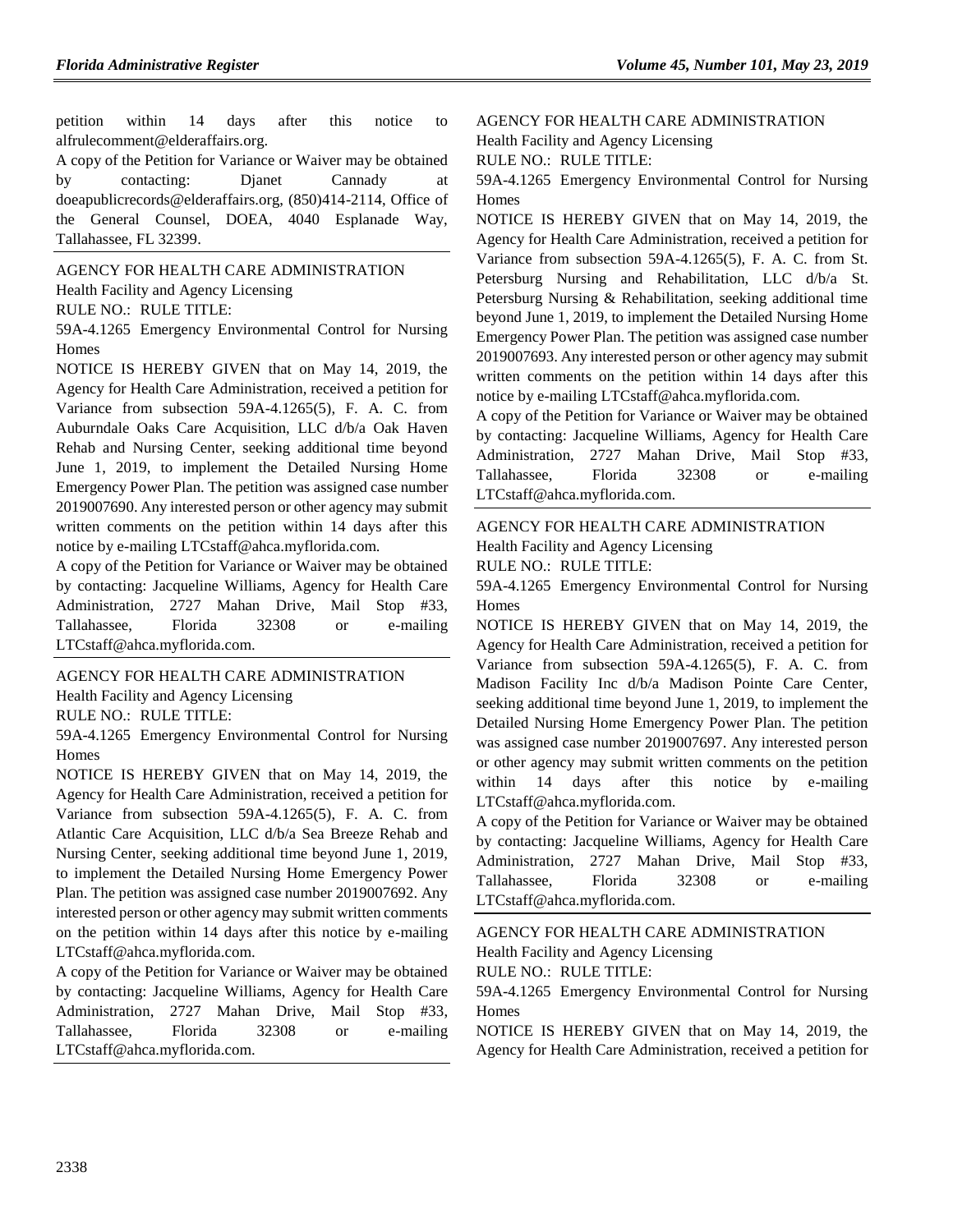petition within 14 days after this notice to alfrulecomment@elderaffairs.org.

A copy of the Petition for Variance or Waiver may be obtained by contacting: Djanet Cannady at doeapublicrecords@elderaffairs.org, (850)414-2114, Office of the General Counsel, DOEA, 4040 Esplanade Way, Tallahassee, FL 32399.

AGENCY FOR HEALTH CARE ADMINISTRATION

Health Facility and Agency Licensing

RULE NO.: RULE TITLE:

59A-4.1265 Emergency Environmental Control for Nursing Homes

NOTICE IS HEREBY GIVEN that on May 14, 2019, the Agency for Health Care Administration, received a petition for Variance from subsection 59A-4.1265(5), F. A. C. from Auburndale Oaks Care Acquisition, LLC d/b/a Oak Haven Rehab and Nursing Center, seeking additional time beyond June 1, 2019, to implement the Detailed Nursing Home Emergency Power Plan. The petition was assigned case number 2019007690. Any interested person or other agency may submit written comments on the petition within 14 days after this notice by e-mailing LTCstaff@ahca.myflorida.com.

A copy of the Petition for Variance or Waiver may be obtained by contacting: Jacqueline Williams, Agency for Health Care Administration, 2727 Mahan Drive, Mail Stop #33, Tallahassee, Florida 32308 or e-mailing LTCstaff@ahca.myflorida.com.

AGENCY FOR HEALTH CARE ADMINISTRATION

Health Facility and Agency Licensing

RULE NO.: RULE TITLE:

59A-4.1265 Emergency Environmental Control for Nursing Homes

NOTICE IS HEREBY GIVEN that on May 14, 2019, the Agency for Health Care Administration, received a petition for Variance from subsection 59A-4.1265(5), F. A. C. from Atlantic Care Acquisition, LLC d/b/a Sea Breeze Rehab and Nursing Center, seeking additional time beyond June 1, 2019, to implement the Detailed Nursing Home Emergency Power Plan. The petition was assigned case number 2019007692. Any interested person or other agency may submit written comments on the petition within 14 days after this notice by e-mailing LTCstaff@ahca.myflorida.com.

A copy of the Petition for Variance or Waiver may be obtained by contacting: Jacqueline Williams, Agency for Health Care Administration, 2727 Mahan Drive, Mail Stop #33, Tallahassee, Florida 32308 or e-mailing LTCstaff@ahca.myflorida.com.

AGENCY FOR HEALTH CARE ADMINISTRATION

Health Facility and Agency Licensing

RULE NO.: RULE TITLE:

59A-4.1265 Emergency Environmental Control for Nursing Homes

NOTICE IS HEREBY GIVEN that on May 14, 2019, the Agency for Health Care Administration, received a petition for Variance from subsection 59A-4.1265(5), F. A. C. from St. Petersburg Nursing and Rehabilitation, LLC d/b/a St. Petersburg Nursing & Rehabilitation, seeking additional time beyond June 1, 2019, to implement the Detailed Nursing Home Emergency Power Plan. The petition was assigned case number 2019007693. Any interested person or other agency may submit written comments on the petition within 14 days after this notice by e-mailing LTCstaff@ahca.myflorida.com.

A copy of the Petition for Variance or Waiver may be obtained by contacting: Jacqueline Williams, Agency for Health Care Administration, 2727 Mahan Drive, Mail Stop #33, Tallahassee, Florida 32308 or e-mailing LTCstaff@ahca.myflorida.com.

AGENCY FOR HEALTH CARE ADMINISTRATION

Health Facility and Agency Licensing

RULE NO.: RULE TITLE:

59A-4.1265 Emergency Environmental Control for Nursing Homes

NOTICE IS HEREBY GIVEN that on May 14, 2019, the Agency for Health Care Administration, received a petition for Variance from subsection 59A-4.1265(5), F. A. C. from Madison Facility Inc d/b/a Madison Pointe Care Center, seeking additional time beyond June 1, 2019, to implement the Detailed Nursing Home Emergency Power Plan. The petition was assigned case number 2019007697. Any interested person or other agency may submit written comments on the petition within 14 days after this notice by e-mailing LTCstaff@ahca.myflorida.com.

A copy of the Petition for Variance or Waiver may be obtained by contacting: Jacqueline Williams, Agency for Health Care Administration, 2727 Mahan Drive, Mail Stop #33, Tallahassee, Florida 32308 or e-mailing LTCstaff@ahca.myflorida.com.

AGENCY FOR HEALTH CARE ADMINISTRATION

Health Facility and Agency Licensing

RULE NO.: RULE TITLE:

59A-4.1265 Emergency Environmental Control for Nursing Homes

NOTICE IS HEREBY GIVEN that on May 14, 2019, the Agency for Health Care Administration, received a petition for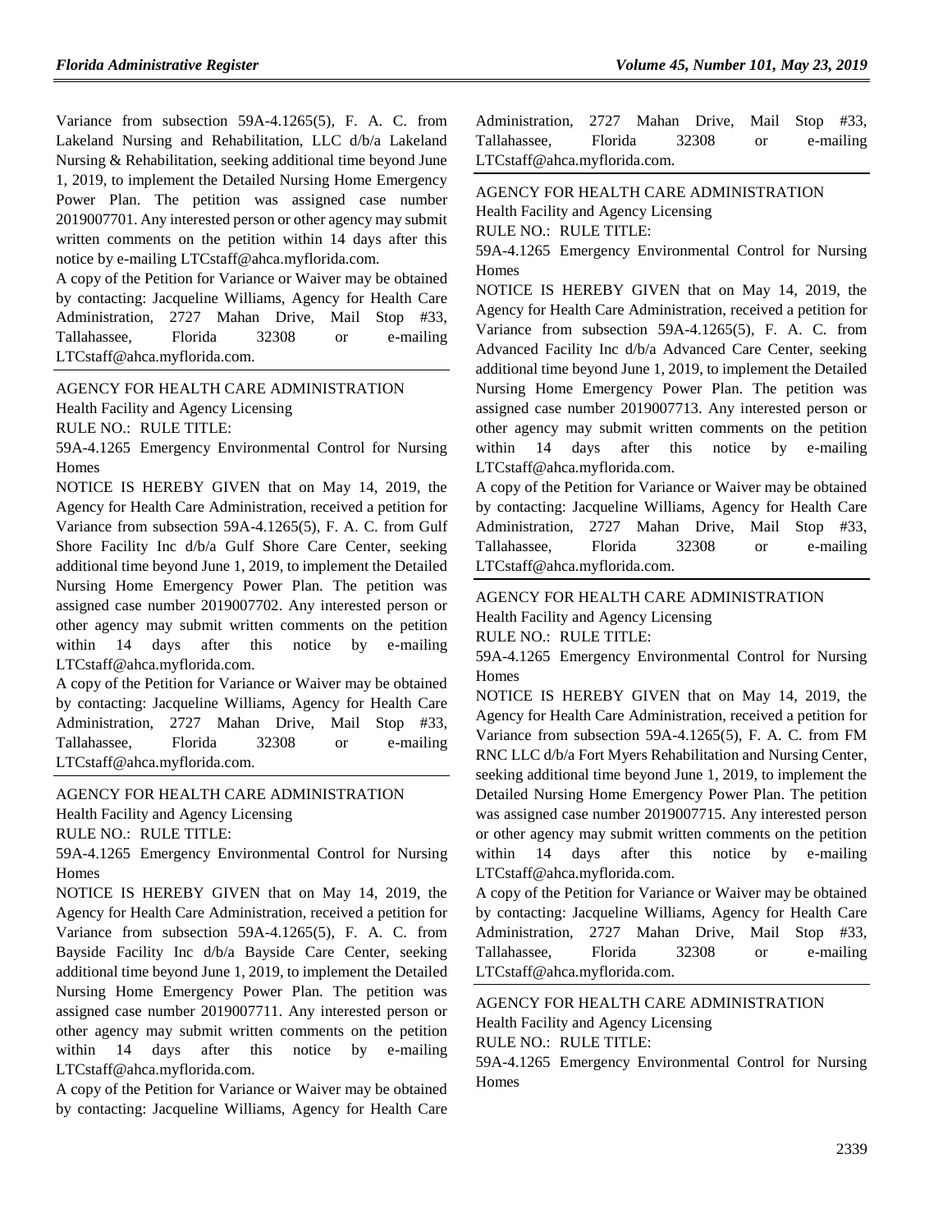Variance from subsection 59A-4.1265(5), F. A. C. from Lakeland Nursing and Rehabilitation, LLC d/b/a Lakeland Nursing & Rehabilitation, seeking additional time beyond June 1, 2019, to implement the Detailed Nursing Home Emergency Power Plan. The petition was assigned case number 2019007701. Any interested person or other agency may submit written comments on the petition within 14 days after this notice by e-mailing LTCstaff@ahca.myflorida.com.

A copy of the Petition for Variance or Waiver may be obtained by contacting: Jacqueline Williams, Agency for Health Care Administration, 2727 Mahan Drive, Mail Stop #33, Tallahassee, Florida 32308 or e-mailing LTCstaff@ahca.myflorida.com.

---

AGENCY FOR HEALTH CARE ADMINISTRATION

Health Facility and Agency Licensing

RULE NO.: RULE TITLE:

59A-4.1265 Emergency Environmental Control for Nursing Homes

NOTICE IS HEREBY GIVEN that on May 14, 2019, the Agency for Health Care Administration, received a petition for Variance from subsection 59A-4.1265(5), F. A. C. from Gulf Shore Facility Inc d/b/a Gulf Shore Care Center, seeking additional time beyond June 1, 2019, to implement the Detailed Nursing Home Emergency Power Plan. The petition was assigned case number 2019007702. Any interested person or other agency may submit written comments on the petition within 14 days after this notice by e-mailing LTCstaff@ahca.myflorida.com.

A copy of the Petition for Variance or Waiver may be obtained by contacting: Jacqueline Williams, Agency for Health Care Administration, 2727 Mahan Drive, Mail Stop #33, Tallahassee, Florida 32308 or e-mailing LTCstaff@ahca.myflorida.com.

---

AGENCY FOR HEALTH CARE ADMINISTRATION

Health Facility and Agency Licensing

RULE NO.: RULE TITLE:

59A-4.1265 Emergency Environmental Control for Nursing Homes

NOTICE IS HEREBY GIVEN that on May 14, 2019, the Agency for Health Care Administration, received a petition for Variance from subsection 59A-4.1265(5), F. A. C. from Bayside Facility Inc d/b/a Bayside Care Center, seeking additional time beyond June 1, 2019, to implement the Detailed Nursing Home Emergency Power Plan. The petition was assigned case number 2019007711. Any interested person or other agency may submit written comments on the petition within 14 days after this notice by e-mailing LTCstaff@ahca.myflorida.com.

A copy of the Petition for Variance or Waiver may be obtained by contacting: Jacqueline Williams, Agency for Health Care Administration, 2727 Mahan Drive, Mail Stop #33, Tallahassee, Florida 32308 or e-mailing LTCstaff@ahca.myflorida.com.

---

AGENCY FOR HEALTH CARE ADMINISTRATION

Health Facility and Agency Licensing

RULE NO.: RULE TITLE:

59A-4.1265 Emergency Environmental Control for Nursing Homes

NOTICE IS HEREBY GIVEN that on May 14, 2019, the Agency for Health Care Administration, received a petition for Variance from subsection 59A-4.1265(5), F. A. C. from Advanced Facility Inc d/b/a Advanced Care Center, seeking additional time beyond June 1, 2019, to implement the Detailed Nursing Home Emergency Power Plan. The petition was assigned case number 2019007713. Any interested person or other agency may submit written comments on the petition within 14 days after this notice by e-mailing LTCstaff@ahca.myflorida.com.

A copy of the Petition for Variance or Waiver may be obtained by contacting: Jacqueline Williams, Agency for Health Care Administration, 2727 Mahan Drive, Mail Stop #33, Tallahassee, Florida 32308 or e-mailing LTCstaff@ahca.myflorida.com.

---

AGENCY FOR HEALTH CARE ADMINISTRATION

Health Facility and Agency Licensing

RULE NO.: RULE TITLE:

59A-4.1265 Emergency Environmental Control for Nursing Homes

NOTICE IS HEREBY GIVEN that on May 14, 2019, the Agency for Health Care Administration, received a petition for Variance from subsection 59A-4.1265(5), F. A. C. from FM RNC LLC d/b/a Fort Myers Rehabilitation and Nursing Center, seeking additional time beyond June 1, 2019, to implement the Detailed Nursing Home Emergency Power Plan. The petition was assigned case number 2019007715. Any interested person or other agency may submit written comments on the petition within 14 days after this notice by e-mailing LTCstaff@ahca.myflorida.com.

A copy of the Petition for Variance or Waiver may be obtained by contacting: Jacqueline Williams, Agency for Health Care Administration, 2727 Mahan Drive, Mail Stop #33, Tallahassee, Florida 32308 or e-mailing LTCstaff@ahca.myflorida.com.

---

AGENCY FOR HEALTH CARE ADMINISTRATION

Health Facility and Agency Licensing

RULE NO.: RULE TITLE:

59A-4.1265 Emergency Environmental Control for Nursing Homes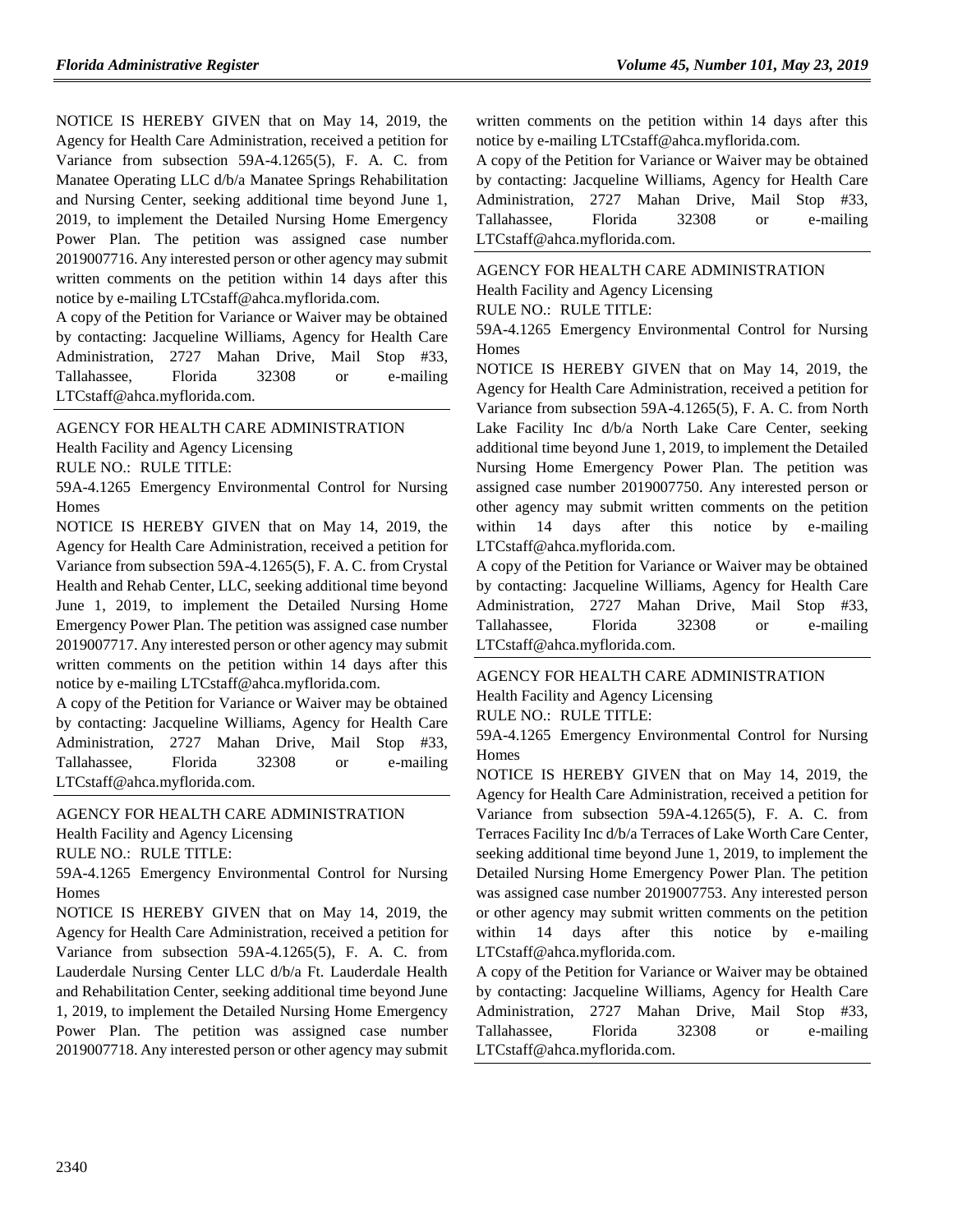NOTICE IS HEREBY GIVEN that on May 14, 2019, the Agency for Health Care Administration, received a petition for Variance from subsection 59A-4.1265(5), F. A. C. from Manatee Operating LLC d/b/a Manatee Springs Rehabilitation and Nursing Center, seeking additional time beyond June 1, 2019, to implement the Detailed Nursing Home Emergency Power Plan. The petition was assigned case number 2019007716. Any interested person or other agency may submit written comments on the petition within 14 days after this notice by e-mailing LTCstaff@ahca.myflorida.com.

A copy of the Petition for Variance or Waiver may be obtained by contacting: Jacqueline Williams, Agency for Health Care Administration, 2727 Mahan Drive, Mail Stop #33, Tallahassee, Florida 32308 or e-mailing LTCstaff@ahca.myflorida.com.

---

AGENCY FOR HEALTH CARE ADMINISTRATION

Health Facility and Agency Licensing

RULE NO.: RULE TITLE:

59A-4.1265 Emergency Environmental Control for Nursing Homes

NOTICE IS HEREBY GIVEN that on May 14, 2019, the Agency for Health Care Administration, received a petition for Variance from subsection 59A-4.1265(5), F. A. C. from Crystal Health and Rehab Center, LLC, seeking additional time beyond June 1, 2019, to implement the Detailed Nursing Home Emergency Power Plan. The petition was assigned case number 2019007717. Any interested person or other agency may submit written comments on the petition within 14 days after this notice by e-mailing LTCstaff@ahca.myflorida.com.

A copy of the Petition for Variance or Waiver may be obtained by contacting: Jacqueline Williams, Agency for Health Care Administration, 2727 Mahan Drive, Mail Stop #33, Tallahassee, Florida 32308 or e-mailing LTCstaff@ahca.myflorida.com.

---

AGENCY FOR HEALTH CARE ADMINISTRATION

Health Facility and Agency Licensing

RULE NO.: RULE TITLE:

59A-4.1265 Emergency Environmental Control for Nursing Homes

NOTICE IS HEREBY GIVEN that on May 14, 2019, the Agency for Health Care Administration, received a petition for Variance from subsection 59A-4.1265(5), F. A. C. from Lauderdale Nursing Center LLC d/b/a Ft. Lauderdale Health and Rehabilitation Center, seeking additional time beyond June 1, 2019, to implement the Detailed Nursing Home Emergency Power Plan. The petition was assigned case number 2019007718. Any interested person or other agency may submit written comments on the petition within 14 days after this notice by e-mailing LTCstaff@ahca.myflorida.com.

A copy of the Petition for Variance or Waiver may be obtained by contacting: Jacqueline Williams, Agency for Health Care Administration, 2727 Mahan Drive, Mail Stop #33, Tallahassee, Florida 32308 or e-mailing LTCstaff@ahca.myflorida.com.

---

AGENCY FOR HEALTH CARE ADMINISTRATION

Health Facility and Agency Licensing

RULE NO.: RULE TITLE:

59A-4.1265 Emergency Environmental Control for Nursing Homes

NOTICE IS HEREBY GIVEN that on May 14, 2019, the Agency for Health Care Administration, received a petition for Variance from subsection 59A-4.1265(5), F. A. C. from North Lake Facility Inc d/b/a North Lake Care Center, seeking additional time beyond June 1, 2019, to implement the Detailed Nursing Home Emergency Power Plan. The petition was assigned case number 2019007750. Any interested person or other agency may submit written comments on the petition within 14 days after this notice by e-mailing LTCstaff@ahca.myflorida.com.

A copy of the Petition for Variance or Waiver may be obtained by contacting: Jacqueline Williams, Agency for Health Care Administration, 2727 Mahan Drive, Mail Stop #33, Tallahassee, Florida 32308 or e-mailing LTCstaff@ahca.myflorida.com.

---

AGENCY FOR HEALTH CARE ADMINISTRATION

Health Facility and Agency Licensing

RULE NO.: RULE TITLE:

59A-4.1265 Emergency Environmental Control for Nursing Homes

NOTICE IS HEREBY GIVEN that on May 14, 2019, the Agency for Health Care Administration, received a petition for Variance from subsection 59A-4.1265(5), F. A. C. from Terraces Facility Inc d/b/a Terraces of Lake Worth Care Center, seeking additional time beyond June 1, 2019, to implement the Detailed Nursing Home Emergency Power Plan. The petition was assigned case number 2019007753. Any interested person or other agency may submit written comments on the petition within 14 days after this notice by e-mailing LTCstaff@ahca.myflorida.com.

A copy of the Petition for Variance or Waiver may be obtained by contacting: Jacqueline Williams, Agency for Health Care Administration, 2727 Mahan Drive, Mail Stop #33, Tallahassee, Florida 32308 or e-mailing LTCstaff@ahca.myflorida.com.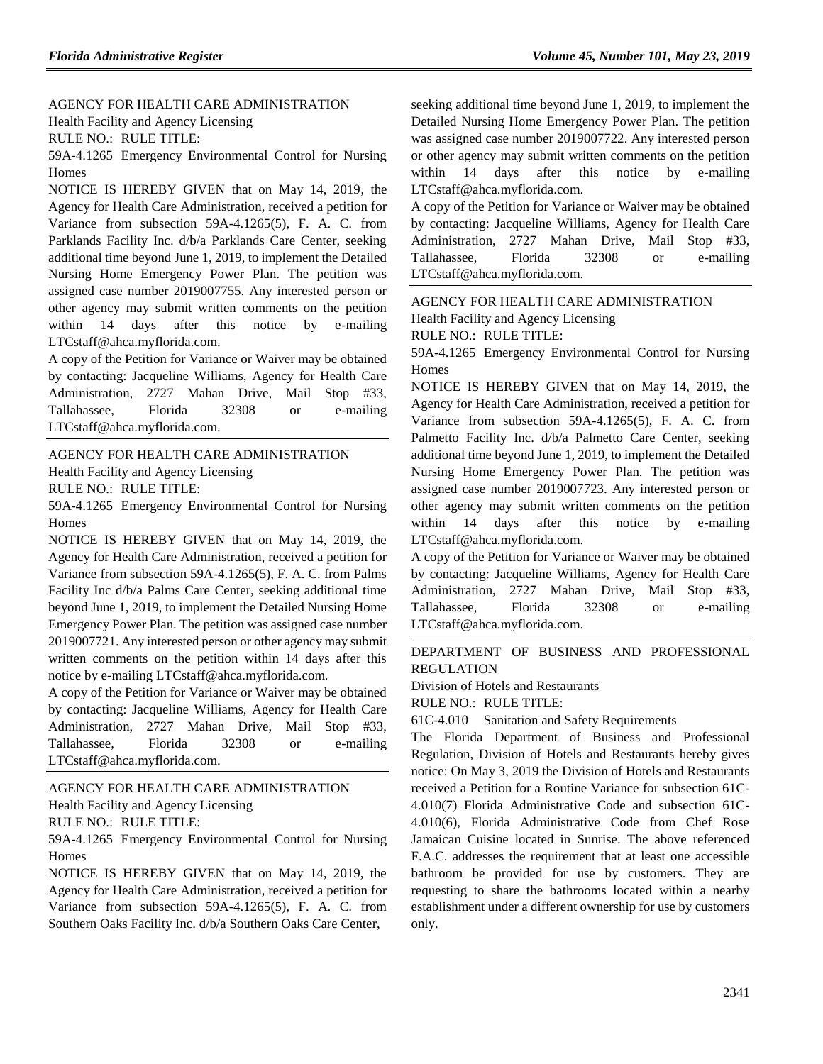AGENCY FOR HEALTH CARE ADMINISTRATION

Health Facility and Agency Licensing

RULE NO.: RULE TITLE:

59A-4.1265 Emergency Environmental Control for Nursing Homes

NOTICE IS HEREBY GIVEN that on May 14, 2019, the Agency for Health Care Administration, received a petition for Variance from subsection 59A-4.1265(5), F. A. C. from Parklands Facility Inc. d/b/a Parklands Care Center, seeking additional time beyond June 1, 2019, to implement the Detailed Nursing Home Emergency Power Plan. The petition was assigned case number 2019007755. Any interested person or other agency may submit written comments on the petition within 14 days after this notice by e-mailing LTCstaff@ahca.myflorida.com.

A copy of the Petition for Variance or Waiver may be obtained by contacting: Jacqueline Williams, Agency for Health Care Administration, 2727 Mahan Drive, Mail Stop #33, Tallahassee, Florida 32308 or e-mailing LTCstaff@ahca.myflorida.com.

---

AGENCY FOR HEALTH CARE ADMINISTRATION

Health Facility and Agency Licensing

RULE NO.: RULE TITLE:

59A-4.1265 Emergency Environmental Control for Nursing Homes

NOTICE IS HEREBY GIVEN that on May 14, 2019, the Agency for Health Care Administration, received a petition for Variance from subsection 59A-4.1265(5), F. A. C. from Palms Facility Inc d/b/a Palms Care Center, seeking additional time beyond June 1, 2019, to implement the Detailed Nursing Home Emergency Power Plan. The petition was assigned case number 2019007721. Any interested person or other agency may submit written comments on the petition within 14 days after this notice by e-mailing LTCstaff@ahca.myflorida.com.

A copy of the Petition for Variance or Waiver may be obtained by contacting: Jacqueline Williams, Agency for Health Care Administration, 2727 Mahan Drive, Mail Stop #33, Tallahassee, Florida 32308 or e-mailing LTCstaff@ahca.myflorida.com.

---

AGENCY FOR HEALTH CARE ADMINISTRATION

Health Facility and Agency Licensing

RULE NO.: RULE TITLE:

59A-4.1265 Emergency Environmental Control for Nursing Homes

NOTICE IS HEREBY GIVEN that on May 14, 2019, the Agency for Health Care Administration, received a petition for Variance from subsection 59A-4.1265(5), F. A. C. from Southern Oaks Facility Inc. d/b/a Southern Oaks Care Center, seeking additional time beyond June 1, 2019, to implement the Detailed Nursing Home Emergency Power Plan. The petition was assigned case number 2019007722. Any interested person or other agency may submit written comments on the petition within 14 days after this notice by e-mailing LTCstaff@ahca.myflorida.com.

A copy of the Petition for Variance or Waiver may be obtained by contacting: Jacqueline Williams, Agency for Health Care Administration, 2727 Mahan Drive, Mail Stop #33, Tallahassee, Florida 32308 or e-mailing LTCstaff@ahca.myflorida.com.

---

AGENCY FOR HEALTH CARE ADMINISTRATION

Health Facility and Agency Licensing

RULE NO.: RULE TITLE:

59A-4.1265 Emergency Environmental Control for Nursing Homes

NOTICE IS HEREBY GIVEN that on May 14, 2019, the Agency for Health Care Administration, received a petition for Variance from subsection 59A-4.1265(5), F. A. C. from Palmetto Facility Inc. d/b/a Palmetto Care Center, seeking additional time beyond June 1, 2019, to implement the Detailed Nursing Home Emergency Power Plan. The petition was assigned case number 2019007723. Any interested person or other agency may submit written comments on the petition within 14 days after this notice by e-mailing LTCstaff@ahca.myflorida.com.

A copy of the Petition for Variance or Waiver may be obtained by contacting: Jacqueline Williams, Agency for Health Care Administration, 2727 Mahan Drive, Mail Stop #33, Tallahassee, Florida 32308 or e-mailing LTCstaff@ahca.myflorida.com.

---

DEPARTMENT OF BUSINESS AND PROFESSIONAL REGULATION

Division of Hotels and Restaurants

RULE NO.: RULE TITLE:

61C-4.010 Sanitation and Safety Requirements

The Florida Department of Business and Professional Regulation, Division of Hotels and Restaurants hereby gives notice: On May 3, 2019 the Division of Hotels and Restaurants received a Petition for a Routine Variance for subsection 61C-4.010(7) Florida Administrative Code and subsection 61C-4.010(6), Florida Administrative Code from Chef Rose Jamaican Cuisine located in Sunrise. The above referenced F.A.C. addresses the requirement that at least one accessible bathroom be provided for use by customers. They are requesting to share the bathrooms located within a nearby establishment under a different ownership for use by customers only.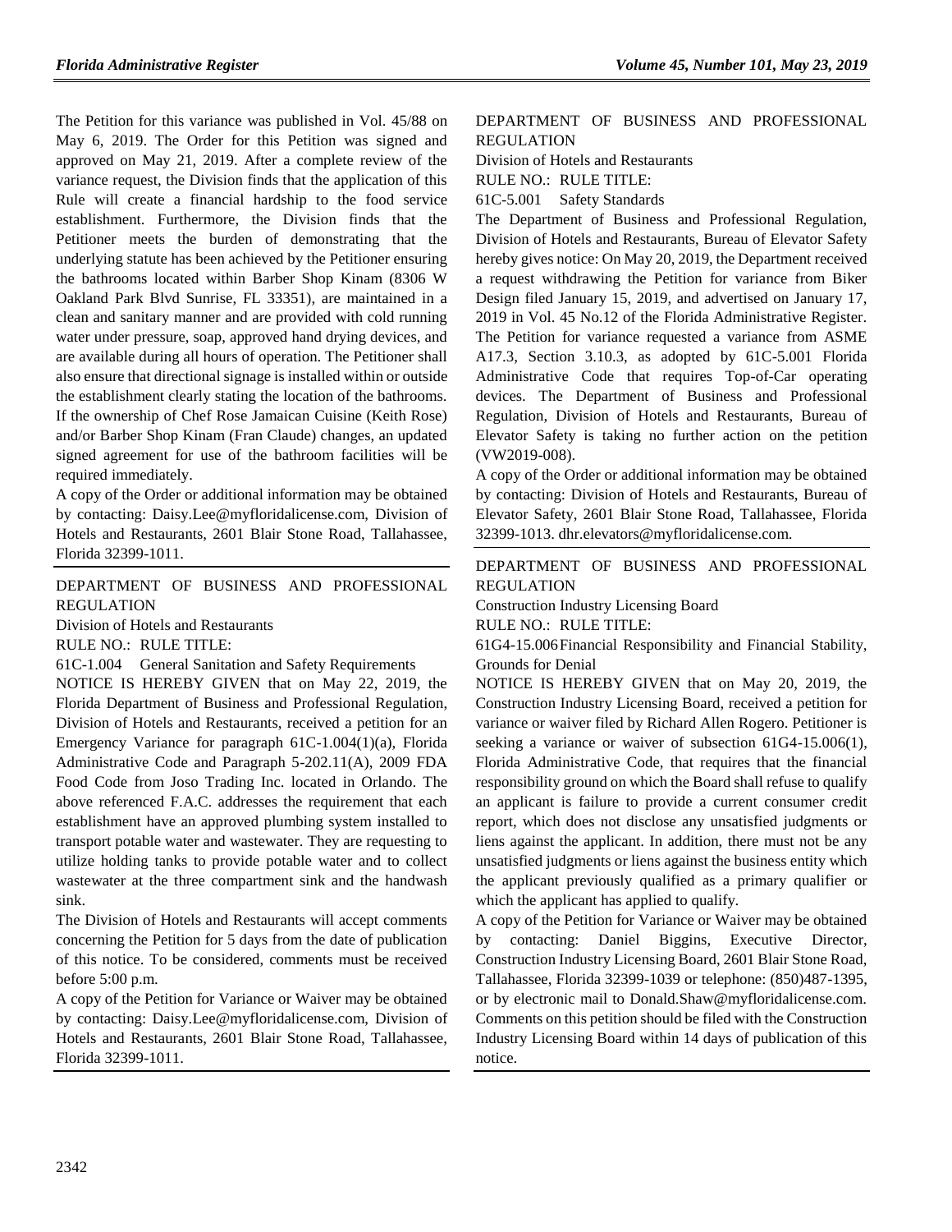The Petition for this variance was published in Vol. 45/88 on May 6, 2019. The Order for this Petition was signed and approved on May 21, 2019. After a complete review of the variance request, the Division finds that the application of this Rule will create a financial hardship to the food service establishment. Furthermore, the Division finds that the Petitioner meets the burden of demonstrating that the underlying statute has been achieved by the Petitioner ensuring the bathrooms located within Barber Shop Kinam (8306 W Oakland Park Blvd Sunrise, FL 33351), are maintained in a clean and sanitary manner and are provided with cold running water under pressure, soap, approved hand drying devices, and are available during all hours of operation. The Petitioner shall also ensure that directional signage is installed within or outside the establishment clearly stating the location of the bathrooms. If the ownership of Chef Rose Jamaican Cuisine (Keith Rose) and/or Barber Shop Kinam (Fran Claude) changes, an updated signed agreement for use of the bathroom facilities will be required immediately.

A copy of the Order or additional information may be obtained by contacting: Daisy.Lee@myfloridalicense.com, Division of Hotels and Restaurants, 2601 Blair Stone Road, Tallahassee, Florida 32399-1011.

---

DEPARTMENT OF BUSINESS AND PROFESSIONAL REGULATION

Division of Hotels and Restaurants

RULE NO.: RULE TITLE:

61C-1.004 General Sanitation and Safety Requirements

NOTICE IS HEREBY GIVEN that on May 22, 2019, the Florida Department of Business and Professional Regulation, Division of Hotels and Restaurants, received a petition for an Emergency Variance for paragraph 61C-1.004(1)(a), Florida Administrative Code and Paragraph 5-202.11(A), 2009 FDA Food Code from Joso Trading Inc. located in Orlando. The above referenced F.A.C. addresses the requirement that each establishment have an approved plumbing system installed to transport potable water and wastewater. They are requesting to utilize holding tanks to provide potable water and to collect wastewater at the three compartment sink and the handwash sink.

The Division of Hotels and Restaurants will accept comments concerning the Petition for 5 days from the date of publication of this notice. To be considered, comments must be received before 5:00 p.m.

A copy of the Petition for Variance or Waiver may be obtained by contacting: Daisy.Lee@myfloridalicense.com, Division of Hotels and Restaurants, 2601 Blair Stone Road, Tallahassee, Florida 32399-1011.

---

DEPARTMENT OF BUSINESS AND PROFESSIONAL REGULATION

Division of Hotels and Restaurants

RULE NO.: RULE TITLE:

61C-5.001 Safety Standards

The Department of Business and Professional Regulation, Division of Hotels and Restaurants, Bureau of Elevator Safety hereby gives notice: On May 20, 2019, the Department received a request withdrawing the Petition for variance from Biker Design filed January 15, 2019, and advertised on January 17, 2019 in Vol. 45 No.12 of the Florida Administrative Register. The Petition for variance requested a variance from ASME A17.3, Section 3.10.3, as adopted by 61C-5.001 Florida Administrative Code that requires Top-of-Car operating devices. The Department of Business and Professional Regulation, Division of Hotels and Restaurants, Bureau of Elevator Safety is taking no further action on the petition (VW2019-008).

A copy of the Order or additional information may be obtained by contacting: Division of Hotels and Restaurants, Bureau of Elevator Safety, 2601 Blair Stone Road, Tallahassee, Florida 32399-1013. dhr.elevators@myfloridalicense.com.

---

DEPARTMENT OF BUSINESS AND PROFESSIONAL REGULATION

Construction Industry Licensing Board

RULE NO.: RULE TITLE:

61G4-15.006 Financial Responsibility and Financial Stability, Grounds for Denial

NOTICE IS HEREBY GIVEN that on May 20, 2019, the Construction Industry Licensing Board, received a petition for variance or waiver filed by Richard Allen Rogero. Petitioner is seeking a variance or waiver of subsection 61G4-15.006(1), Florida Administrative Code, that requires that the financial responsibility ground on which the Board shall refuse to qualify an applicant is failure to provide a current consumer credit report, which does not disclose any unsatisfied judgments or liens against the applicant. In addition, there must not be any unsatisfied judgments or liens against the business entity which the applicant previously qualified as a primary qualifier or which the applicant has applied to qualify.

A copy of the Petition for Variance or Waiver may be obtained by contacting: Daniel Biggins, Executive Director, Construction Industry Licensing Board, 2601 Blair Stone Road, Tallahassee, Florida 32399-1039 or telephone: (850)487-1395, or by electronic mail to Donald.Shaw@myfloridalicense.com. Comments on this petition should be filed with the Construction Industry Licensing Board within 14 days of publication of this notice.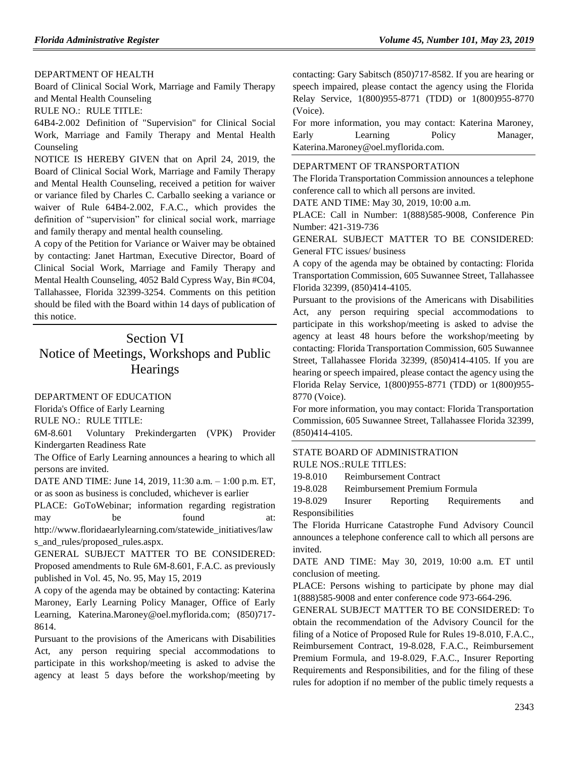DEPARTMENT OF HEALTH

Board of Clinical Social Work, Marriage and Family Therapy and Mental Health Counseling

RULE NO.: RULE TITLE:

64B4-2.002 Definition of "Supervision" for Clinical Social Work, Marriage and Family Therapy and Mental Health Counseling

NOTICE IS HEREBY GIVEN that on April 24, 2019, the Board of Clinical Social Work, Marriage and Family Therapy and Mental Health Counseling, received a petition for waiver or variance filed by Charles C. Carballo seeking a variance or waiver of Rule 64B4-2.002, F.A.C., which provides the definition of "supervision" for clinical social work, marriage and family therapy and mental health counseling.

A copy of the Petition for Variance or Waiver may be obtained by contacting: Janet Hartman, Executive Director, Board of Clinical Social Work, Marriage and Family Therapy and Mental Health Counseling, 4052 Bald Cypress Way, Bin #C04, Tallahassee, Florida 32399-3254. Comments on this petition should be filed with the Board within 14 days of publication of this notice.

# Section VI
# Notice of Meetings, Workshops and Public Hearings

DEPARTMENT OF EDUCATION

Florida's Office of Early Learning

RULE NO.: RULE TITLE:

6M-8.601 Voluntary Prekindergarten (VPK) Provider Kindergarten Readiness Rate

The Office of Early Learning announces a hearing to which all persons are invited.

DATE AND TIME: June 14, 2019, 11:30 a.m. – 1:00 p.m. ET, or as soon as business is concluded, whichever is earlier

PLACE: GoToWebinar; information regarding registration may be found at: http://www.floridaearlylearning.com/statewide_initiatives/laws_and_rules/proposed_rules.aspx.

GENERAL SUBJECT MATTER TO BE CONSIDERED: Proposed amendments to Rule 6M-8.601, F.A.C. as previously published in Vol. 45, No. 95, May 15, 2019

A copy of the agenda may be obtained by contacting: Katerina Maroney, Early Learning Policy Manager, Office of Early Learning, Katerina.Maroney@oel.myflorida.com; (850)717-8614.

Pursuant to the provisions of the Americans with Disabilities Act, any person requiring special accommodations to participate in this workshop/meeting is asked to advise the agency at least 5 days before the workshop/meeting by contacting: Gary Sabitsch (850)717-8582. If you are hearing or speech impaired, please contact the agency using the Florida Relay Service, 1(800)955-8771 (TDD) or 1(800)955-8770 (Voice).

For more information, you may contact: Katerina Maroney, Early Learning Policy Manager, Katerina.Maroney@oel.myflorida.com.

DEPARTMENT OF TRANSPORTATION

The Florida Transportation Commission announces a telephone conference call to which all persons are invited.

DATE AND TIME: May 30, 2019, 10:00 a.m.

PLACE: Call in Number: 1(888)585-9008, Conference Pin Number: 421-319-736

GENERAL SUBJECT MATTER TO BE CONSIDERED: General FTC issues/ business

A copy of the agenda may be obtained by contacting: Florida Transportation Commission, 605 Suwannee Street, Tallahassee Florida 32399, (850)414-4105.

Pursuant to the provisions of the Americans with Disabilities Act, any person requiring special accommodations to participate in this workshop/meeting is asked to advise the agency at least 48 hours before the workshop/meeting by contacting: Florida Transportation Commission, 605 Suwannee Street, Tallahassee Florida 32399, (850)414-4105. If you are hearing or speech impaired, please contact the agency using the Florida Relay Service, 1(800)955-8771 (TDD) or 1(800)955-8770 (Voice).

For more information, you may contact: Florida Transportation Commission, 605 Suwannee Street, Tallahassee Florida 32399, (850)414-4105.

STATE BOARD OF ADMINISTRATION

RULE NOS.:RULE TITLES:

19-8.010 Reimbursement Contract

19-8.028 Reimbursement Premium Formula

19-8.029 Insurer Reporting Requirements and Responsibilities

The Florida Hurricane Catastrophe Fund Advisory Council announces a telephone conference call to which all persons are invited.

DATE AND TIME: May 30, 2019, 10:00 a.m. ET until conclusion of meeting.

PLACE: Persons wishing to participate by phone may dial 1(888)585-9008 and enter conference code 973-664-296.

GENERAL SUBJECT MATTER TO BE CONSIDERED: To obtain the recommendation of the Advisory Council for the filing of a Notice of Proposed Rule for Rules 19-8.010, F.A.C., Reimbursement Contract, 19-8.028, F.A.C., Reimbursement Premium Formula, and 19-8.029, F.A.C., Insurer Reporting Requirements and Responsibilities, and for the filing of these rules for adoption if no member of the public timely requests a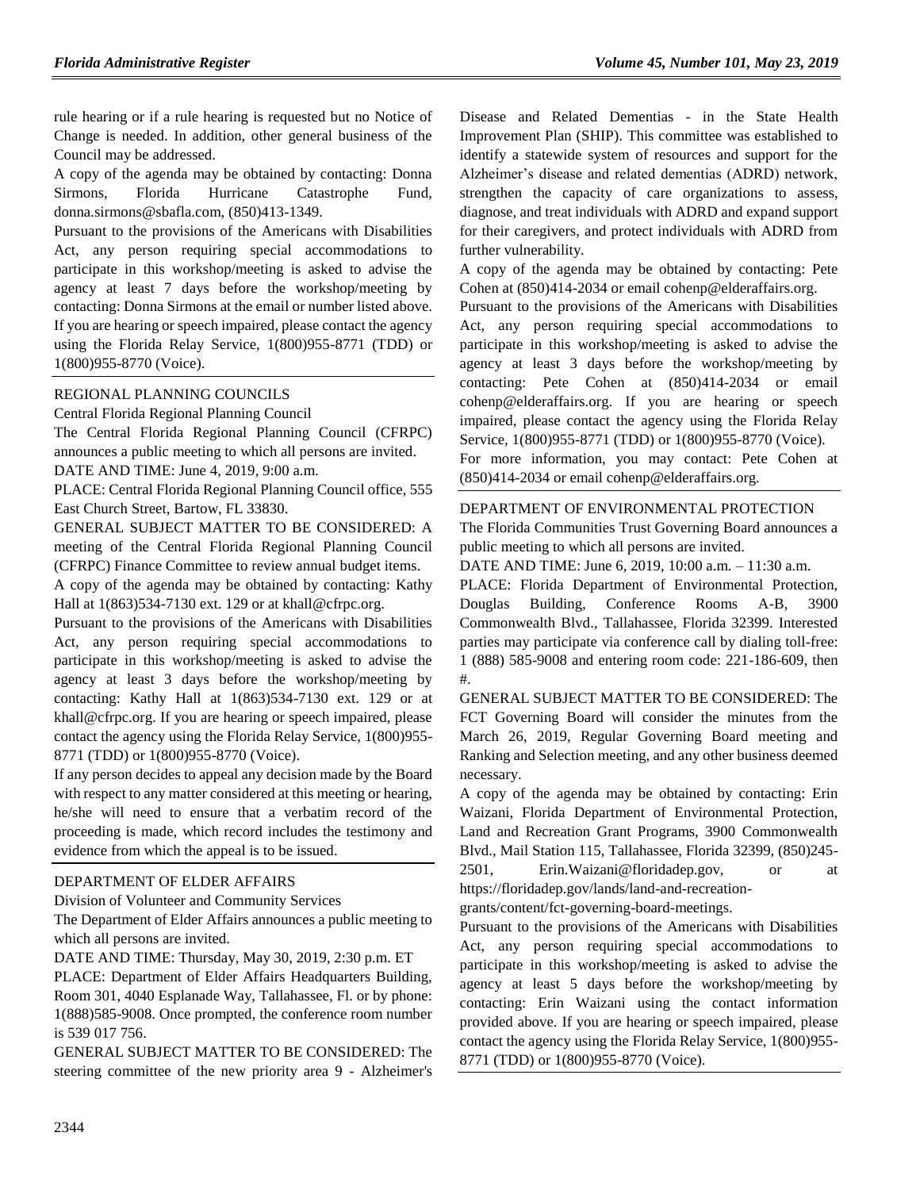rule hearing or if a rule hearing is requested but no Notice of Change is needed. In addition, other general business of the Council may be addressed.

A copy of the agenda may be obtained by contacting: Donna Sirmons, Florida Hurricane Catastrophe Fund, donna.sirmons@sbafla.com, (850)413-1349.

Pursuant to the provisions of the Americans with Disabilities Act, any person requiring special accommodations to participate in this workshop/meeting is asked to advise the agency at least 7 days before the workshop/meeting by contacting: Donna Sirmons at the email or number listed above. If you are hearing or speech impaired, please contact the agency using the Florida Relay Service, 1(800)955-8771 (TDD) or 1(800)955-8770 (Voice).

REGIONAL PLANNING COUNCILS

Central Florida Regional Planning Council

The Central Florida Regional Planning Council (CFRPC) announces a public meeting to which all persons are invited.

DATE AND TIME: June 4, 2019, 9:00 a.m.

PLACE: Central Florida Regional Planning Council office, 555 East Church Street, Bartow, FL 33830.

GENERAL SUBJECT MATTER TO BE CONSIDERED: A meeting of the Central Florida Regional Planning Council (CFRPC) Finance Committee to review annual budget items.

A copy of the agenda may be obtained by contacting: Kathy Hall at 1(863)534-7130 ext. 129 or at khall@cfrpc.org.

Pursuant to the provisions of the Americans with Disabilities Act, any person requiring special accommodations to participate in this workshop/meeting is asked to advise the agency at least 3 days before the workshop/meeting by contacting: Kathy Hall at 1(863)534-7130 ext. 129 or at khall@cfrpc.org. If you are hearing or speech impaired, please contact the agency using the Florida Relay Service, 1(800)955-8771 (TDD) or 1(800)955-8770 (Voice).

If any person decides to appeal any decision made by the Board with respect to any matter considered at this meeting or hearing, he/she will need to ensure that a verbatim record of the proceeding is made, which record includes the testimony and evidence from which the appeal is to be issued.

DEPARTMENT OF ELDER AFFAIRS

Division of Volunteer and Community Services

The Department of Elder Affairs announces a public meeting to which all persons are invited.

DATE AND TIME: Thursday, May 30, 2019, 2:30 p.m. ET

PLACE: Department of Elder Affairs Headquarters Building, Room 301, 4040 Esplanade Way, Tallahassee, Fl. or by phone: 1(888)585-9008. Once prompted, the conference room number is 539 017 756.

GENERAL SUBJECT MATTER TO BE CONSIDERED: The steering committee of the new priority area 9 - Alzheimer's Disease and Related Dementias - in the State Health Improvement Plan (SHIP). This committee was established to identify a statewide system of resources and support for the Alzheimer's disease and related dementias (ADRD) network, strengthen the capacity of care organizations to assess, diagnose, and treat individuals with ADRD and expand support for their caregivers, and protect individuals with ADRD from further vulnerability.

A copy of the agenda may be obtained by contacting: Pete Cohen at (850)414-2034 or email cohenp@elderaffairs.org.

Pursuant to the provisions of the Americans with Disabilities Act, any person requiring special accommodations to participate in this workshop/meeting is asked to advise the agency at least 3 days before the workshop/meeting by contacting: Pete Cohen at (850)414-2034 or email cohenp@elderaffairs.org. If you are hearing or speech impaired, please contact the agency using the Florida Relay Service, 1(800)955-8771 (TDD) or 1(800)955-8770 (Voice).

For more information, you may contact: Pete Cohen at (850)414-2034 or email cohenp@elderaffairs.org.

DEPARTMENT OF ENVIRONMENTAL PROTECTION

The Florida Communities Trust Governing Board announces a public meeting to which all persons are invited.

DATE AND TIME: June 6, 2019, 10:00 a.m. – 11:30 a.m.

PLACE: Florida Department of Environmental Protection, Douglas Building, Conference Rooms A-B, 3900 Commonwealth Blvd., Tallahassee, Florida 32399. Interested parties may participate via conference call by dialing toll-free: 1 (888) 585-9008 and entering room code: 221-186-609, then #.

GENERAL SUBJECT MATTER TO BE CONSIDERED: The FCT Governing Board will consider the minutes from the March 26, 2019, Regular Governing Board meeting and Ranking and Selection meeting, and any other business deemed necessary.

A copy of the agenda may be obtained by contacting: Erin Waizani, Florida Department of Environmental Protection, Land and Recreation Grant Programs, 3900 Commonwealth Blvd., Mail Station 115, Tallahassee, Florida 32399, (850)245-2501, Erin.Waizani@floridadep.gov, or at https://floridadep.gov/lands/land-and-recreation-grants/content/fct-governing-board-meetings.

Pursuant to the provisions of the Americans with Disabilities Act, any person requiring special accommodations to participate in this workshop/meeting is asked to advise the agency at least 5 days before the workshop/meeting by contacting: Erin Waizani using the contact information provided above. If you are hearing or speech impaired, please contact the agency using the Florida Relay Service, 1(800)955-8771 (TDD) or 1(800)955-8770 (Voice).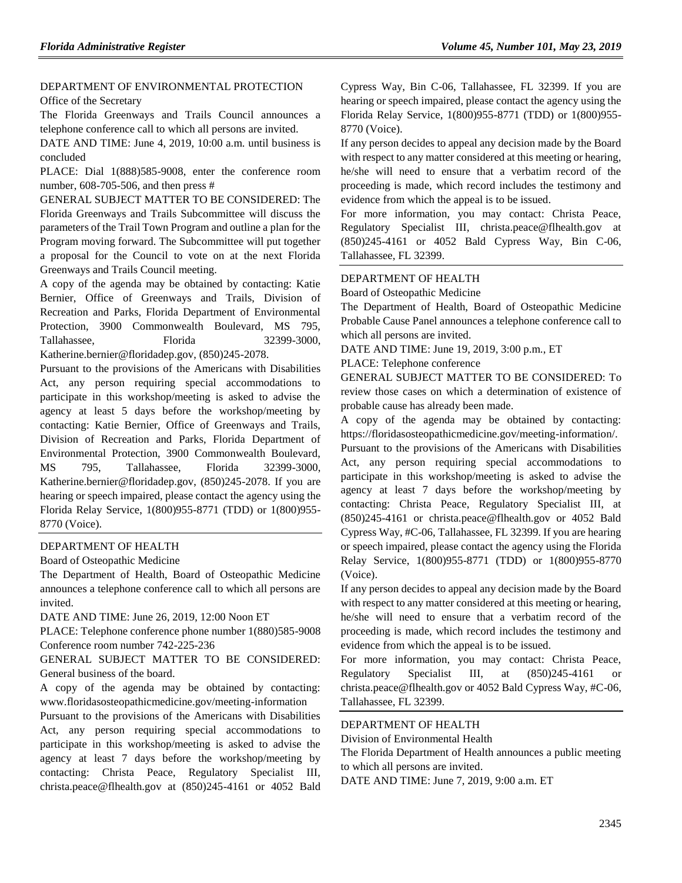DEPARTMENT OF ENVIRONMENTAL PROTECTION

Office of the Secretary

The Florida Greenways and Trails Council announces a telephone conference call to which all persons are invited.

DATE AND TIME: June 4, 2019, 10:00 a.m. until business is concluded

PLACE: Dial 1(888)585-9008, enter the conference room number, 608-705-506, and then press #

GENERAL SUBJECT MATTER TO BE CONSIDERED: The Florida Greenways and Trails Subcommittee will discuss the parameters of the Trail Town Program and outline a plan for the Program moving forward. The Subcommittee will put together a proposal for the Council to vote on at the next Florida Greenways and Trails Council meeting.

A copy of the agenda may be obtained by contacting: Katie Bernier, Office of Greenways and Trails, Division of Recreation and Parks, Florida Department of Environmental Protection, 3900 Commonwealth Boulevard, MS 795, Tallahassee, Florida 32399-3000, Katherine.bernier@floridadep.gov, (850)245-2078.

Pursuant to the provisions of the Americans with Disabilities Act, any person requiring special accommodations to participate in this workshop/meeting is asked to advise the agency at least 5 days before the workshop/meeting by contacting: Katie Bernier, Office of Greenways and Trails, Division of Recreation and Parks, Florida Department of Environmental Protection, 3900 Commonwealth Boulevard, MS 795, Tallahassee, Florida 32399-3000, Katherine.bernier@floridadep.gov, (850)245-2078. If you are hearing or speech impaired, please contact the agency using the Florida Relay Service, 1(800)955-8771 (TDD) or 1(800)955-8770 (Voice).

---

DEPARTMENT OF HEALTH

Board of Osteopathic Medicine

The Department of Health, Board of Osteopathic Medicine announces a telephone conference call to which all persons are invited.

DATE AND TIME: June 26, 2019, 12:00 Noon ET

PLACE: Telephone conference phone number 1(880)585-9008 Conference room number 742-225-236

GENERAL SUBJECT MATTER TO BE CONSIDERED: General business of the board.

A copy of the agenda may be obtained by contacting: www.floridasosteopathicmedicine.gov/meeting-information

Pursuant to the provisions of the Americans with Disabilities Act, any person requiring special accommodations to participate in this workshop/meeting is asked to advise the agency at least 7 days before the workshop/meeting by contacting: Christa Peace, Regulatory Specialist III, christa.peace@flhealth.gov at (850)245-4161 or 4052 Bald Cypress Way, Bin C-06, Tallahassee, FL 32399. If you are hearing or speech impaired, please contact the agency using the Florida Relay Service, 1(800)955-8771 (TDD) or 1(800)955-8770 (Voice).

If any person decides to appeal any decision made by the Board with respect to any matter considered at this meeting or hearing, he/she will need to ensure that a verbatim record of the proceeding is made, which record includes the testimony and evidence from which the appeal is to be issued.

For more information, you may contact: Christa Peace, Regulatory Specialist III, christa.peace@flhealth.gov at (850)245-4161 or 4052 Bald Cypress Way, Bin C-06, Tallahassee, FL 32399.

---

DEPARTMENT OF HEALTH

Board of Osteopathic Medicine

The Department of Health, Board of Osteopathic Medicine Probable Cause Panel announces a telephone conference call to which all persons are invited.

DATE AND TIME: June 19, 2019, 3:00 p.m., ET

PLACE: Telephone conference

GENERAL SUBJECT MATTER TO BE CONSIDERED: To review those cases on which a determination of existence of probable cause has already been made.

A copy of the agenda may be obtained by contacting: https://floridasosteopathicmedicine.gov/meeting-information/.

Pursuant to the provisions of the Americans with Disabilities Act, any person requiring special accommodations to participate in this workshop/meeting is asked to advise the agency at least 7 days before the workshop/meeting by contacting: Christa Peace, Regulatory Specialist III, at (850)245-4161 or christa.peace@flhealth.gov or 4052 Bald Cypress Way, #C-06, Tallahassee, FL 32399. If you are hearing or speech impaired, please contact the agency using the Florida Relay Service, 1(800)955-8771 (TDD) or 1(800)955-8770 (Voice).

If any person decides to appeal any decision made by the Board with respect to any matter considered at this meeting or hearing, he/she will need to ensure that a verbatim record of the proceeding is made, which record includes the testimony and evidence from which the appeal is to be issued.

For more information, you may contact: Christa Peace, Regulatory Specialist III, at (850)245-4161 or christa.peace@flhealth.gov or 4052 Bald Cypress Way, #C-06, Tallahassee, FL 32399.

---

DEPARTMENT OF HEALTH

Division of Environmental Health

The Florida Department of Health announces a public meeting to which all persons are invited.

DATE AND TIME: June 7, 2019, 9:00 a.m. ET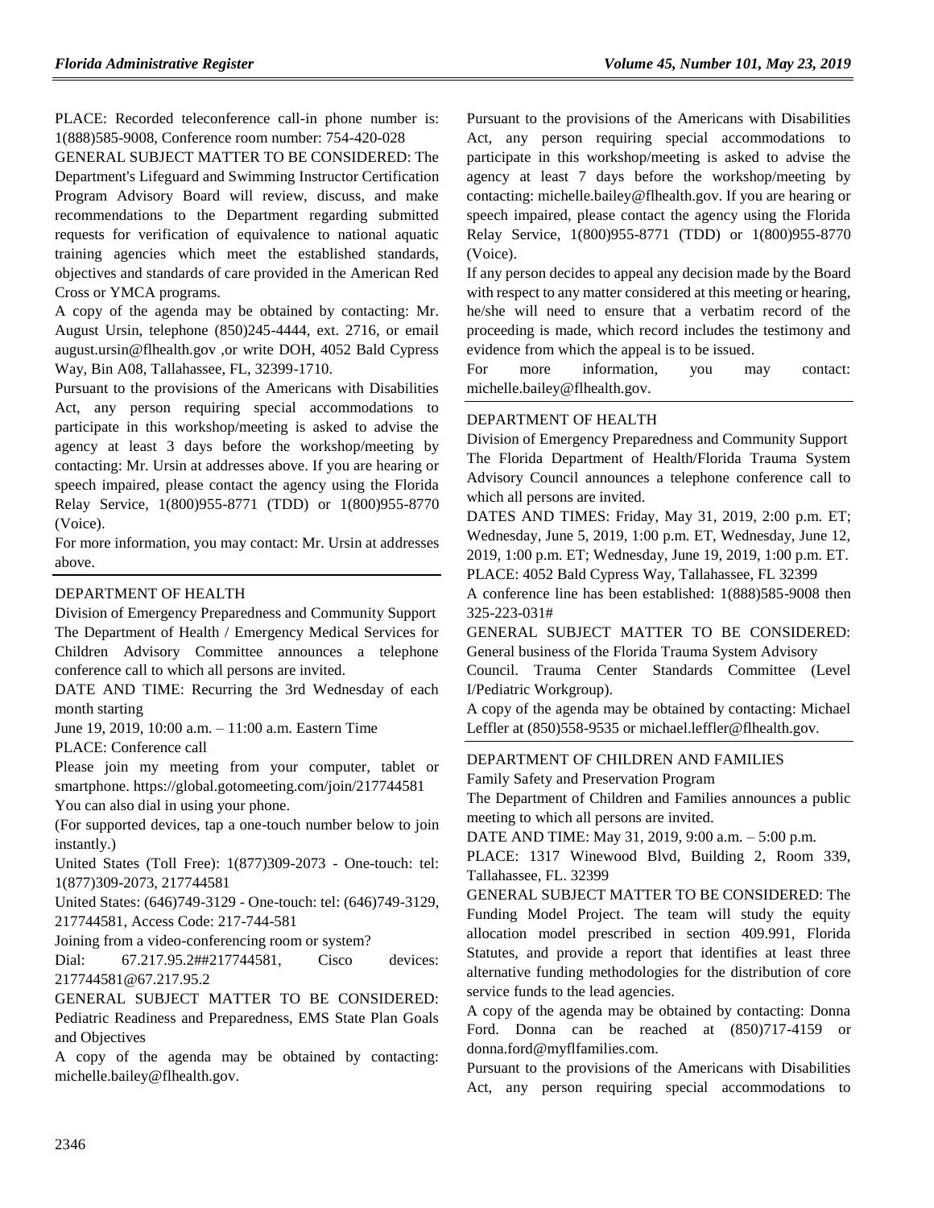PLACE: Recorded teleconference call-in phone number is: 1(888)585-9008, Conference room number: 754-420-028

GENERAL SUBJECT MATTER TO BE CONSIDERED: The Department's Lifeguard and Swimming Instructor Certification Program Advisory Board will review, discuss, and make recommendations to the Department regarding submitted requests for verification of equivalence to national aquatic training agencies which meet the established standards, objectives and standards of care provided in the American Red Cross or YMCA programs.

A copy of the agenda may be obtained by contacting: Mr. August Ursin, telephone (850)245-4444, ext. 2716, or email august.ursin@flhealth.gov ,or write DOH, 4052 Bald Cypress Way, Bin A08, Tallahassee, FL, 32399-1710.

Pursuant to the provisions of the Americans with Disabilities Act, any person requiring special accommodations to participate in this workshop/meeting is asked to advise the agency at least 3 days before the workshop/meeting by contacting: Mr. Ursin at addresses above. If you are hearing or speech impaired, please contact the agency using the Florida Relay Service, 1(800)955-8771 (TDD) or 1(800)955-8770 (Voice).

For more information, you may contact: Mr. Ursin at addresses above.

---

DEPARTMENT OF HEALTH

Division of Emergency Preparedness and Community Support

The Department of Health / Emergency Medical Services for Children Advisory Committee announces a telephone conference call to which all persons are invited.

DATE AND TIME: Recurring the 3rd Wednesday of each month starting

June 19, 2019, 10:00 a.m. – 11:00 a.m. Eastern Time

PLACE: Conference call

Please join my meeting from your computer, tablet or smartphone. https://global.gotomeeting.com/join/217744581

You can also dial in using your phone.

(For supported devices, tap a one-touch number below to join instantly.)

United States (Toll Free): 1(877)309-2073 - One-touch: tel: 1(877)309-2073, 217744581

United States: (646)749-3129 - One-touch: tel: (646)749-3129, 217744581, Access Code: 217-744-581

Joining from a video-conferencing room or system?

Dial: 67.217.95.2##217744581, Cisco devices: 217744581@67.217.95.2

GENERAL SUBJECT MATTER TO BE CONSIDERED: Pediatric Readiness and Preparedness, EMS State Plan Goals and Objectives

A copy of the agenda may be obtained by contacting: michelle.bailey@flhealth.gov.

Pursuant to the provisions of the Americans with Disabilities Act, any person requiring special accommodations to participate in this workshop/meeting is asked to advise the agency at least 7 days before the workshop/meeting by contacting: michelle.bailey@flhealth.gov. If you are hearing or speech impaired, please contact the agency using the Florida Relay Service, 1(800)955-8771 (TDD) or 1(800)955-8770 (Voice).

If any person decides to appeal any decision made by the Board with respect to any matter considered at this meeting or hearing, he/she will need to ensure that a verbatim record of the proceeding is made, which record includes the testimony and evidence from which the appeal is to be issued.

For more information, you may contact: michelle.bailey@flhealth.gov.

---

DEPARTMENT OF HEALTH

Division of Emergency Preparedness and Community Support

The Florida Department of Health/Florida Trauma System Advisory Council announces a telephone conference call to which all persons are invited.

DATES AND TIMES: Friday, May 31, 2019, 2:00 p.m. ET; Wednesday, June 5, 2019, 1:00 p.m. ET, Wednesday, June 12, 2019, 1:00 p.m. ET; Wednesday, June 19, 2019, 1:00 p.m. ET.

PLACE: 4052 Bald Cypress Way, Tallahassee, FL 32399

A conference line has been established: 1(888)585-9008 then 325-223-031#

GENERAL SUBJECT MATTER TO BE CONSIDERED: General business of the Florida Trauma System Advisory Council. Trauma Center Standards Committee (Level I/Pediatric Workgroup).

A copy of the agenda may be obtained by contacting: Michael Leffler at (850)558-9535 or michael.leffler@flhealth.gov.

---

DEPARTMENT OF CHILDREN AND FAMILIES

Family Safety and Preservation Program

The Department of Children and Families announces a public meeting to which all persons are invited.

DATE AND TIME: May 31, 2019, 9:00 a.m. – 5:00 p.m.

PLACE: 1317 Winewood Blvd, Building 2, Room 339, Tallahassee, FL. 32399

GENERAL SUBJECT MATTER TO BE CONSIDERED: The Funding Model Project. The team will study the equity allocation model prescribed in section 409.991, Florida Statutes, and provide a report that identifies at least three alternative funding methodologies for the distribution of core service funds to the lead agencies.

A copy of the agenda may be obtained by contacting: Donna Ford. Donna can be reached at (850)717-4159 or donna.ford@myflfamilies.com.

Pursuant to the provisions of the Americans with Disabilities Act, any person requiring special accommodations to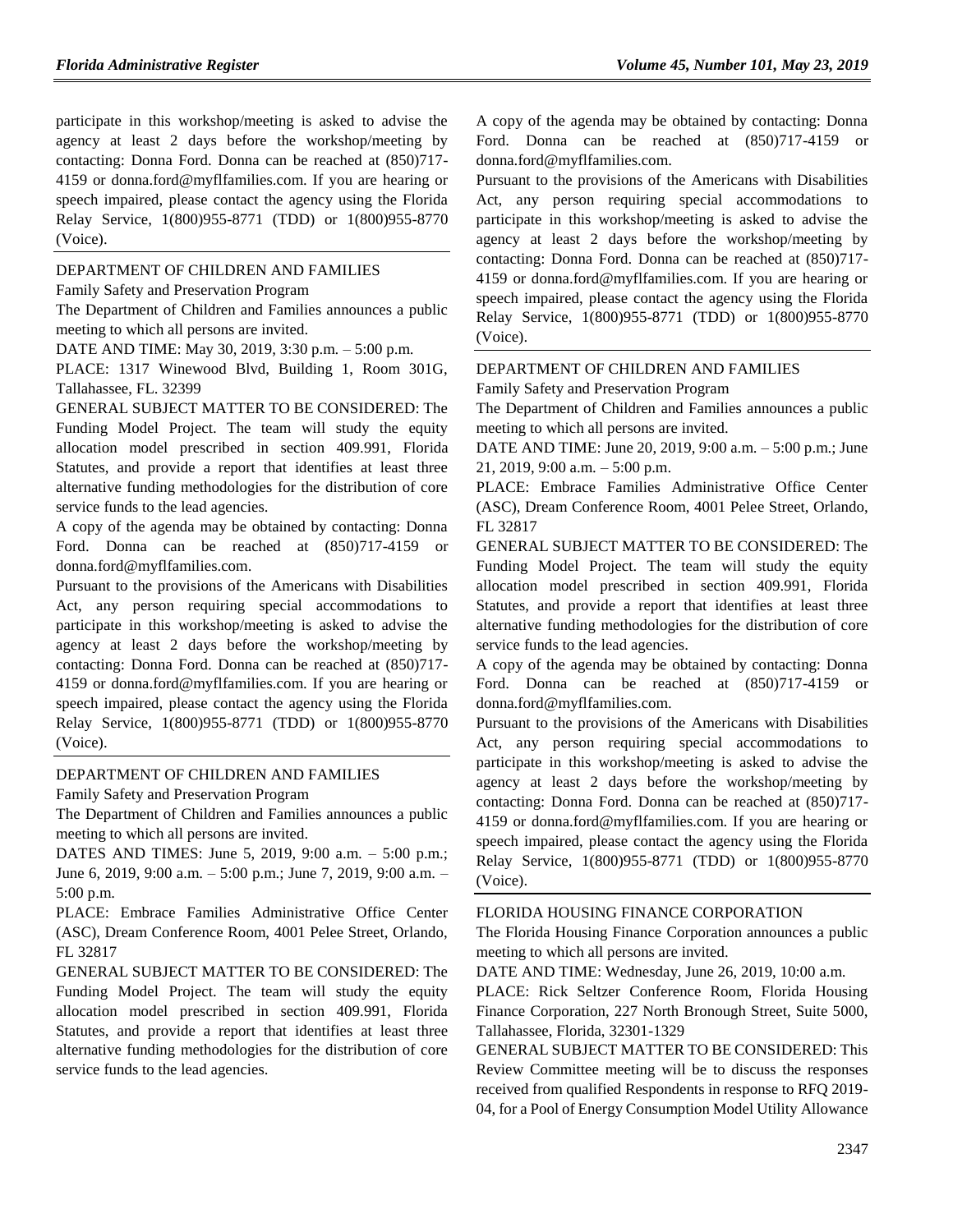participate in this workshop/meeting is asked to advise the agency at least 2 days before the workshop/meeting by contacting: Donna Ford. Donna can be reached at (850)717-4159 or donna.ford@myflfamilies.com. If you are hearing or speech impaired, please contact the agency using the Florida Relay Service, 1(800)955-8771 (TDD) or 1(800)955-8770 (Voice).

DEPARTMENT OF CHILDREN AND FAMILIES

Family Safety and Preservation Program

The Department of Children and Families announces a public meeting to which all persons are invited.

DATE AND TIME: May 30, 2019, 3:30 p.m. – 5:00 p.m.

PLACE: 1317 Winewood Blvd, Building 1, Room 301G, Tallahassee, FL. 32399

GENERAL SUBJECT MATTER TO BE CONSIDERED: The Funding Model Project. The team will study the equity allocation model prescribed in section 409.991, Florida Statutes, and provide a report that identifies at least three alternative funding methodologies for the distribution of core service funds to the lead agencies.

A copy of the agenda may be obtained by contacting: Donna Ford. Donna can be reached at (850)717-4159 or donna.ford@myflfamilies.com.

Pursuant to the provisions of the Americans with Disabilities Act, any person requiring special accommodations to participate in this workshop/meeting is asked to advise the agency at least 2 days before the workshop/meeting by contacting: Donna Ford. Donna can be reached at (850)717-4159 or donna.ford@myflfamilies.com. If you are hearing or speech impaired, please contact the agency using the Florida Relay Service, 1(800)955-8771 (TDD) or 1(800)955-8770 (Voice).

DEPARTMENT OF CHILDREN AND FAMILIES

Family Safety and Preservation Program

The Department of Children and Families announces a public meeting to which all persons are invited.

DATES AND TIMES: June 5, 2019, 9:00 a.m. – 5:00 p.m.; June 6, 2019, 9:00 a.m. – 5:00 p.m.; June 7, 2019, 9:00 a.m. – 5:00 p.m.

PLACE: Embrace Families Administrative Office Center (ASC), Dream Conference Room, 4001 Pelee Street, Orlando, FL 32817

GENERAL SUBJECT MATTER TO BE CONSIDERED: The Funding Model Project. The team will study the equity allocation model prescribed in section 409.991, Florida Statutes, and provide a report that identifies at least three alternative funding methodologies for the distribution of core service funds to the lead agencies.

A copy of the agenda may be obtained by contacting: Donna Ford. Donna can be reached at (850)717-4159 or donna.ford@myflfamilies.com.

Pursuant to the provisions of the Americans with Disabilities Act, any person requiring special accommodations to participate in this workshop/meeting is asked to advise the agency at least 2 days before the workshop/meeting by contacting: Donna Ford. Donna can be reached at (850)717-4159 or donna.ford@myflfamilies.com. If you are hearing or speech impaired, please contact the agency using the Florida Relay Service, 1(800)955-8771 (TDD) or 1(800)955-8770 (Voice).

DEPARTMENT OF CHILDREN AND FAMILIES

Family Safety and Preservation Program

The Department of Children and Families announces a public meeting to which all persons are invited.

DATE AND TIME: June 20, 2019, 9:00 a.m. – 5:00 p.m.; June 21, 2019, 9:00 a.m. – 5:00 p.m.

PLACE: Embrace Families Administrative Office Center (ASC), Dream Conference Room, 4001 Pelee Street, Orlando, FL 32817

GENERAL SUBJECT MATTER TO BE CONSIDERED: The Funding Model Project. The team will study the equity allocation model prescribed in section 409.991, Florida Statutes, and provide a report that identifies at least three alternative funding methodologies for the distribution of core service funds to the lead agencies.

A copy of the agenda may be obtained by contacting: Donna Ford. Donna can be reached at (850)717-4159 or donna.ford@myflfamilies.com.

Pursuant to the provisions of the Americans with Disabilities Act, any person requiring special accommodations to participate in this workshop/meeting is asked to advise the agency at least 2 days before the workshop/meeting by contacting: Donna Ford. Donna can be reached at (850)717-4159 or donna.ford@myflfamilies.com. If you are hearing or speech impaired, please contact the agency using the Florida Relay Service, 1(800)955-8771 (TDD) or 1(800)955-8770 (Voice).

FLORIDA HOUSING FINANCE CORPORATION

The Florida Housing Finance Corporation announces a public meeting to which all persons are invited.

DATE AND TIME: Wednesday, June 26, 2019, 10:00 a.m.

PLACE: Rick Seltzer Conference Room, Florida Housing Finance Corporation, 227 North Bronough Street, Suite 5000, Tallahassee, Florida, 32301-1329

GENERAL SUBJECT MATTER TO BE CONSIDERED: This Review Committee meeting will be to discuss the responses received from qualified Respondents in response to RFQ 2019-04, for a Pool of Energy Consumption Model Utility Allowance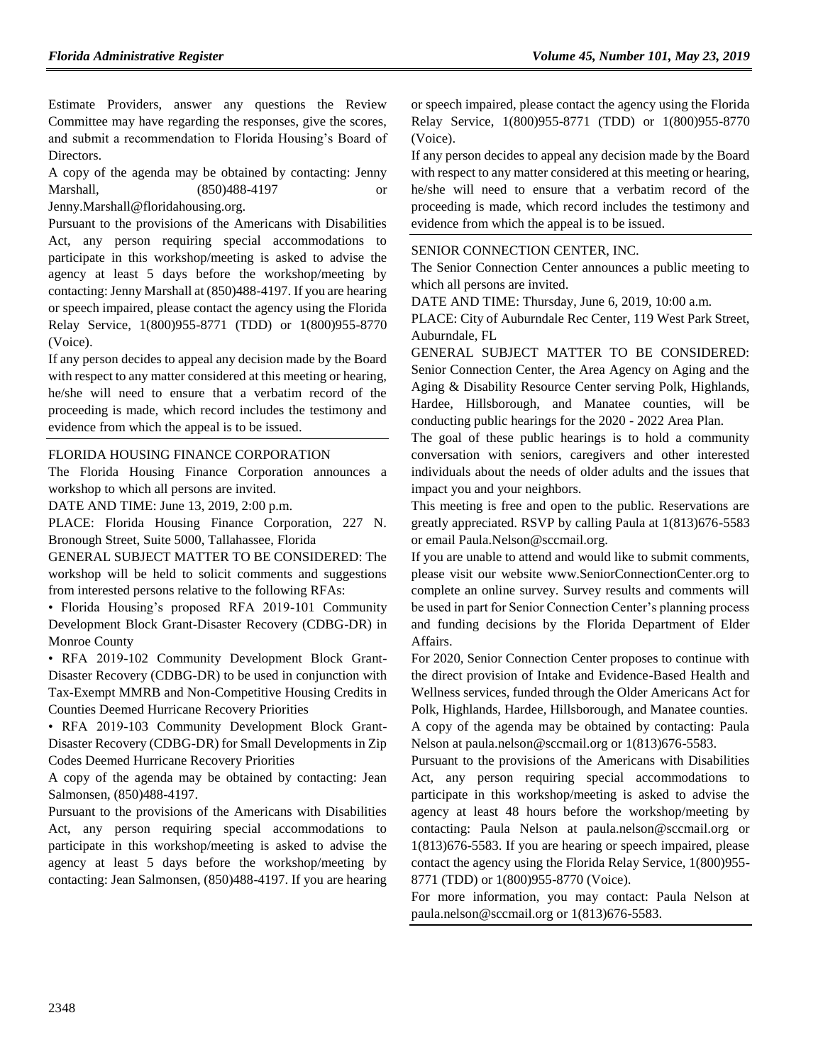Estimate Providers, answer any questions the Review Committee may have regarding the responses, give the scores, and submit a recommendation to Florida Housing's Board of Directors.

A copy of the agenda may be obtained by contacting: Jenny Marshall, (850)488-4197 or Jenny.Marshall@floridahousing.org.

Pursuant to the provisions of the Americans with Disabilities Act, any person requiring special accommodations to participate in this workshop/meeting is asked to advise the agency at least 5 days before the workshop/meeting by contacting: Jenny Marshall at (850)488-4197. If you are hearing or speech impaired, please contact the agency using the Florida Relay Service, 1(800)955-8771 (TDD) or 1(800)955-8770 (Voice).

If any person decides to appeal any decision made by the Board with respect to any matter considered at this meeting or hearing, he/she will need to ensure that a verbatim record of the proceeding is made, which record includes the testimony and evidence from which the appeal is to be issued.

FLORIDA HOUSING FINANCE CORPORATION

The Florida Housing Finance Corporation announces a workshop to which all persons are invited.

DATE AND TIME: June 13, 2019, 2:00 p.m.

PLACE: Florida Housing Finance Corporation, 227 N. Bronough Street, Suite 5000, Tallahassee, Florida

GENERAL SUBJECT MATTER TO BE CONSIDERED: The workshop will be held to solicit comments and suggestions from interested persons relative to the following RFAs:

• Florida Housing's proposed RFA 2019-101 Community Development Block Grant-Disaster Recovery (CDBG-DR) in Monroe County

• RFA 2019-102 Community Development Block Grant-Disaster Recovery (CDBG-DR) to be used in conjunction with Tax-Exempt MMRB and Non-Competitive Housing Credits in Counties Deemed Hurricane Recovery Priorities

• RFA 2019-103 Community Development Block Grant-Disaster Recovery (CDBG-DR) for Small Developments in Zip Codes Deemed Hurricane Recovery Priorities

A copy of the agenda may be obtained by contacting: Jean Salmonsen, (850)488-4197.

Pursuant to the provisions of the Americans with Disabilities Act, any person requiring special accommodations to participate in this workshop/meeting is asked to advise the agency at least 5 days before the workshop/meeting by contacting: Jean Salmonsen, (850)488-4197. If you are hearing or speech impaired, please contact the agency using the Florida Relay Service, 1(800)955-8771 (TDD) or 1(800)955-8770 (Voice).

If any person decides to appeal any decision made by the Board with respect to any matter considered at this meeting or hearing, he/she will need to ensure that a verbatim record of the proceeding is made, which record includes the testimony and evidence from which the appeal is to be issued.

SENIOR CONNECTION CENTER, INC.

The Senior Connection Center announces a public meeting to which all persons are invited.

DATE AND TIME: Thursday, June 6, 2019, 10:00 a.m.

PLACE: City of Auburndale Rec Center, 119 West Park Street, Auburndale, FL

GENERAL SUBJECT MATTER TO BE CONSIDERED: Senior Connection Center, the Area Agency on Aging and the Aging & Disability Resource Center serving Polk, Highlands, Hardee, Hillsborough, and Manatee counties, will be conducting public hearings for the 2020 - 2022 Area Plan.

The goal of these public hearings is to hold a community conversation with seniors, caregivers and other interested individuals about the needs of older adults and the issues that impact you and your neighbors.

This meeting is free and open to the public. Reservations are greatly appreciated. RSVP by calling Paula at 1(813)676-5583 or email Paula.Nelson@sccmail.org.

If you are unable to attend and would like to submit comments, please visit our website www.SeniorConnectionCenter.org to complete an online survey. Survey results and comments will be used in part for Senior Connection Center's planning process and funding decisions by the Florida Department of Elder Affairs.

For 2020, Senior Connection Center proposes to continue with the direct provision of Intake and Evidence-Based Health and Wellness services, funded through the Older Americans Act for Polk, Highlands, Hardee, Hillsborough, and Manatee counties.

A copy of the agenda may be obtained by contacting: Paula Nelson at paula.nelson@sccmail.org or 1(813)676-5583.

Pursuant to the provisions of the Americans with Disabilities Act, any person requiring special accommodations to participate in this workshop/meeting is asked to advise the agency at least 48 hours before the workshop/meeting by contacting: Paula Nelson at paula.nelson@sccmail.org or 1(813)676-5583. If you are hearing or speech impaired, please contact the agency using the Florida Relay Service, 1(800)955-8771 (TDD) or 1(800)955-8770 (Voice).

For more information, you may contact: Paula Nelson at paula.nelson@sccmail.org or 1(813)676-5583.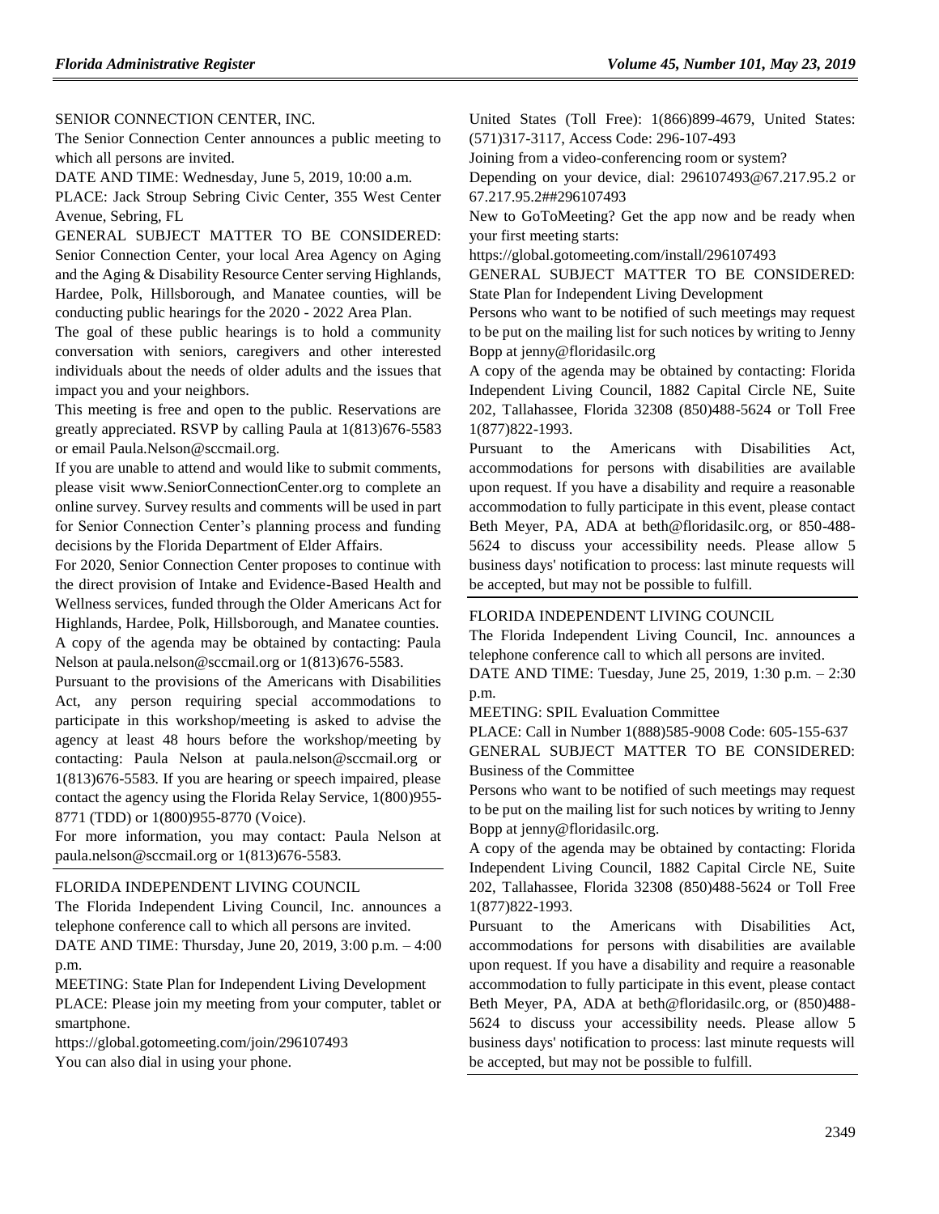SENIOR CONNECTION CENTER, INC.

The Senior Connection Center announces a public meeting to which all persons are invited.

DATE AND TIME: Wednesday, June 5, 2019, 10:00 a.m.

PLACE: Jack Stroup Sebring Civic Center, 355 West Center Avenue, Sebring, FL

GENERAL SUBJECT MATTER TO BE CONSIDERED: Senior Connection Center, your local Area Agency on Aging and the Aging & Disability Resource Center serving Highlands, Hardee, Polk, Hillsborough, and Manatee counties, will be conducting public hearings for the 2020 - 2022 Area Plan.

The goal of these public hearings is to hold a community conversation with seniors, caregivers and other interested individuals about the needs of older adults and the issues that impact you and your neighbors.

This meeting is free and open to the public. Reservations are greatly appreciated. RSVP by calling Paula at 1(813)676-5583 or email Paula.Nelson@sccmail.org.

If you are unable to attend and would like to submit comments, please visit www.SeniorConnectionCenter.org to complete an online survey. Survey results and comments will be used in part for Senior Connection Center's planning process and funding decisions by the Florida Department of Elder Affairs.

For 2020, Senior Connection Center proposes to continue with the direct provision of Intake and Evidence-Based Health and Wellness services, funded through the Older Americans Act for Highlands, Hardee, Polk, Hillsborough, and Manatee counties.

A copy of the agenda may be obtained by contacting: Paula Nelson at paula.nelson@sccmail.org or 1(813)676-5583.

Pursuant to the provisions of the Americans with Disabilities Act, any person requiring special accommodations to participate in this workshop/meeting is asked to advise the agency at least 48 hours before the workshop/meeting by contacting: Paula Nelson at paula.nelson@sccmail.org or 1(813)676-5583. If you are hearing or speech impaired, please contact the agency using the Florida Relay Service, 1(800)955-8771 (TDD) or 1(800)955-8770 (Voice).

For more information, you may contact: Paula Nelson at paula.nelson@sccmail.org or 1(813)676-5583.

FLORIDA INDEPENDENT LIVING COUNCIL

The Florida Independent Living Council, Inc. announces a telephone conference call to which all persons are invited.

DATE AND TIME: Thursday, June 20, 2019, 3:00 p.m. – 4:00 p.m.

MEETING: State Plan for Independent Living Development

PLACE: Please join my meeting from your computer, tablet or smartphone.

https://global.gotomeeting.com/join/296107493

You can also dial in using your phone.

United States (Toll Free): 1(866)899-4679, United States: (571)317-3117, Access Code: 296-107-493

Joining from a video-conferencing room or system?

Depending on your device, dial: 296107493@67.217.95.2 or 67.217.95.2##296107493

New to GoToMeeting? Get the app now and be ready when your first meeting starts:

https://global.gotomeeting.com/install/296107493

GENERAL SUBJECT MATTER TO BE CONSIDERED: State Plan for Independent Living Development

Persons who want to be notified of such meetings may request to be put on the mailing list for such notices by writing to Jenny Bopp at jenny@floridasilc.org

A copy of the agenda may be obtained by contacting: Florida Independent Living Council, 1882 Capital Circle NE, Suite 202, Tallahassee, Florida 32308 (850)488-5624 or Toll Free 1(877)822-1993.

Pursuant to the Americans with Disabilities Act, accommodations for persons with disabilities are available upon request. If you have a disability and require a reasonable accommodation to fully participate in this event, please contact Beth Meyer, PA, ADA at beth@floridasilc.org, or 850-488-5624 to discuss your accessibility needs. Please allow 5 business days' notification to process: last minute requests will be accepted, but may not be possible to fulfill.

FLORIDA INDEPENDENT LIVING COUNCIL

The Florida Independent Living Council, Inc. announces a telephone conference call to which all persons are invited.

DATE AND TIME: Tuesday, June 25, 2019, 1:30 p.m. – 2:30 p.m.

MEETING: SPIL Evaluation Committee

PLACE: Call in Number 1(888)585-9008 Code: 605-155-637

GENERAL SUBJECT MATTER TO BE CONSIDERED: Business of the Committee

Persons who want to be notified of such meetings may request to be put on the mailing list for such notices by writing to Jenny Bopp at jenny@floridasilc.org.

A copy of the agenda may be obtained by contacting: Florida Independent Living Council, 1882 Capital Circle NE, Suite 202, Tallahassee, Florida 32308 (850)488-5624 or Toll Free 1(877)822-1993.

Pursuant to the Americans with Disabilities Act, accommodations for persons with disabilities are available upon request. If you have a disability and require a reasonable accommodation to fully participate in this event, please contact Beth Meyer, PA, ADA at beth@floridasilc.org, or (850)488-5624 to discuss your accessibility needs. Please allow 5 business days' notification to process: last minute requests will be accepted, but may not be possible to fulfill.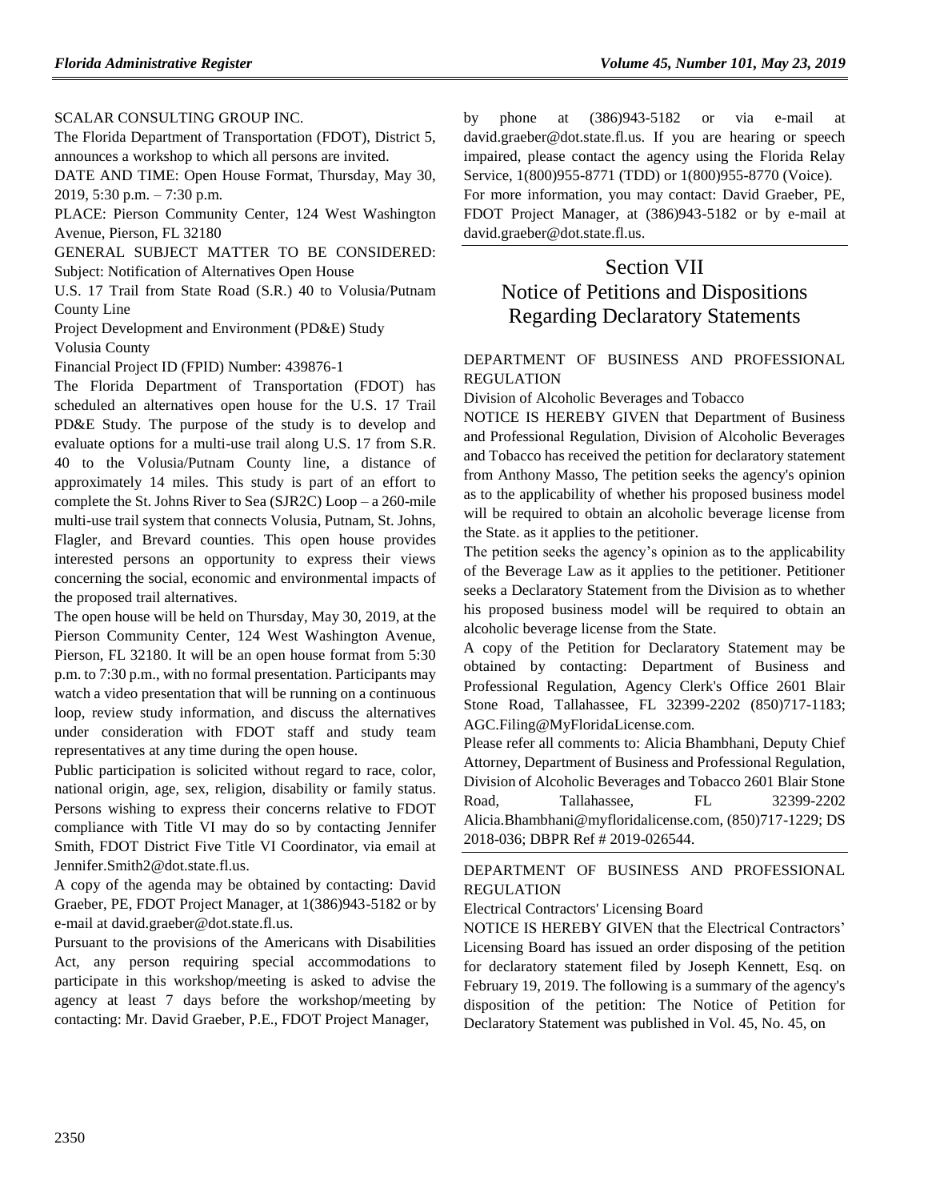SCALAR CONSULTING GROUP INC.

The Florida Department of Transportation (FDOT), District 5, announces a workshop to which all persons are invited.

DATE AND TIME: Open House Format, Thursday, May 30, 2019, 5:30 p.m. – 7:30 p.m.

PLACE: Pierson Community Center, 124 West Washington Avenue, Pierson, FL 32180

GENERAL SUBJECT MATTER TO BE CONSIDERED: Subject: Notification of Alternatives Open House

U.S. 17 Trail from State Road (S.R.) 40 to Volusia/Putnam County Line

Project Development and Environment (PD&E) Study

Volusia County

Financial Project ID (FPID) Number: 439876-1

The Florida Department of Transportation (FDOT) has scheduled an alternatives open house for the U.S. 17 Trail PD&E Study. The purpose of the study is to develop and evaluate options for a multi-use trail along U.S. 17 from S.R. 40 to the Volusia/Putnam County line, a distance of approximately 14 miles. This study is part of an effort to complete the St. Johns River to Sea (SJR2C) Loop – a 260-mile multi-use trail system that connects Volusia, Putnam, St. Johns, Flagler, and Brevard counties. This open house provides interested persons an opportunity to express their views concerning the social, economic and environmental impacts of the proposed trail alternatives.

The open house will be held on Thursday, May 30, 2019, at the Pierson Community Center, 124 West Washington Avenue, Pierson, FL 32180. It will be an open house format from 5:30 p.m. to 7:30 p.m., with no formal presentation. Participants may watch a video presentation that will be running on a continuous loop, review study information, and discuss the alternatives under consideration with FDOT staff and study team representatives at any time during the open house.

Public participation is solicited without regard to race, color, national origin, age, sex, religion, disability or family status. Persons wishing to express their concerns relative to FDOT compliance with Title VI may do so by contacting Jennifer Smith, FDOT District Five Title VI Coordinator, via email at Jennifer.Smith2@dot.state.fl.us.

A copy of the agenda may be obtained by contacting: David Graeber, PE, FDOT Project Manager, at 1(386)943-5182 or by e-mail at david.graeber@dot.state.fl.us.

Pursuant to the provisions of the Americans with Disabilities Act, any person requiring special accommodations to participate in this workshop/meeting is asked to advise the agency at least 7 days before the workshop/meeting by contacting: Mr. David Graeber, P.E., FDOT Project Manager, by phone at (386)943-5182 or via e-mail at david.graeber@dot.state.fl.us. If you are hearing or speech impaired, please contact the agency using the Florida Relay Service, 1(800)955-8771 (TDD) or 1(800)955-8770 (Voice).

For more information, you may contact: David Graeber, PE, FDOT Project Manager, at (386)943-5182 or by e-mail at david.graeber@dot.state.fl.us.

# Section VII
# Notice of Petitions and Dispositions Regarding Declaratory Statements

DEPARTMENT OF BUSINESS AND PROFESSIONAL REGULATION

Division of Alcoholic Beverages and Tobacco

NOTICE IS HEREBY GIVEN that Department of Business and Professional Regulation, Division of Alcoholic Beverages and Tobacco has received the petition for declaratory statement from Anthony Masso, The petition seeks the agency's opinion as to the applicability of whether his proposed business model will be required to obtain an alcoholic beverage license from the State. as it applies to the petitioner.

The petition seeks the agency's opinion as to the applicability of the Beverage Law as it applies to the petitioner. Petitioner seeks a Declaratory Statement from the Division as to whether his proposed business model will be required to obtain an alcoholic beverage license from the State.

A copy of the Petition for Declaratory Statement may be obtained by contacting: Department of Business and Professional Regulation, Agency Clerk's Office 2601 Blair Stone Road, Tallahassee, FL 32399-2202 (850)717-1183; AGC.Filing@MyFloridaLicense.com.

Please refer all comments to: Alicia Bhambhani, Deputy Chief Attorney, Department of Business and Professional Regulation, Division of Alcoholic Beverages and Tobacco 2601 Blair Stone Road, Tallahassee, FL 32399-2202 Alicia.Bhambhani@myfloridalicense.com, (850)717-1229; DS 2018-036; DBPR Ref # 2019-026544.

DEPARTMENT OF BUSINESS AND PROFESSIONAL REGULATION

Electrical Contractors' Licensing Board

NOTICE IS HEREBY GIVEN that the Electrical Contractors' Licensing Board has issued an order disposing of the petition for declaratory statement filed by Joseph Kennett, Esq. on February 19, 2019. The following is a summary of the agency's disposition of the petition: The Notice of Petition for Declaratory Statement was published in Vol. 45, No. 45, on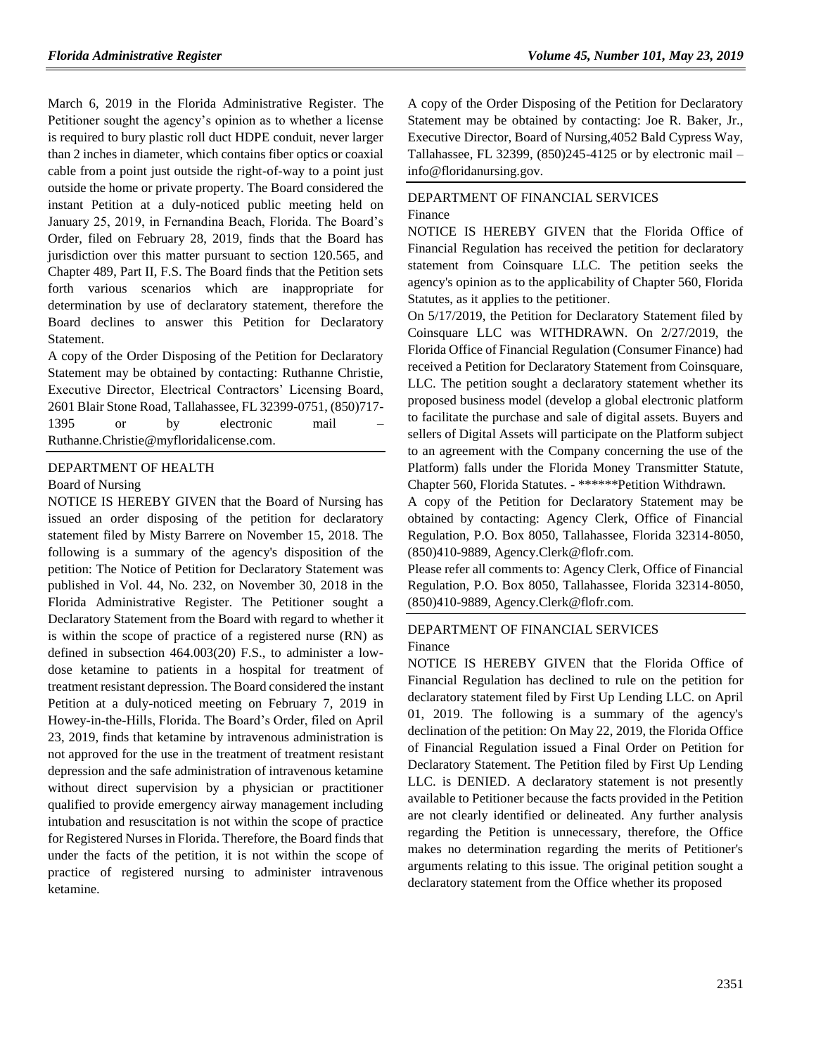March 6, 2019 in the Florida Administrative Register. The Petitioner sought the agency's opinion as to whether a license is required to bury plastic roll duct HDPE conduit, never larger than 2 inches in diameter, which contains fiber optics or coaxial cable from a point just outside the right-of-way to a point just outside the home or private property. The Board considered the instant Petition at a duly-noticed public meeting held on January 25, 2019, in Fernandina Beach, Florida. The Board's Order, filed on February 28, 2019, finds that the Board has jurisdiction over this matter pursuant to section 120.565, and Chapter 489, Part II, F.S. The Board finds that the Petition sets forth various scenarios which are inappropriate for determination by use of declaratory statement, therefore the Board declines to answer this Petition for Declaratory Statement.

A copy of the Order Disposing of the Petition for Declaratory Statement may be obtained by contacting: Ruthanne Christie, Executive Director, Electrical Contractors' Licensing Board, 2601 Blair Stone Road, Tallahassee, FL 32399-0751, (850)717-1395 or by electronic mail – Ruthanne.Christie@myfloridalicense.com.

DEPARTMENT OF HEALTH

Board of Nursing

NOTICE IS HEREBY GIVEN that the Board of Nursing has issued an order disposing of the petition for declaratory statement filed by Misty Barrere on November 15, 2018. The following is a summary of the agency's disposition of the petition: The Notice of Petition for Declaratory Statement was published in Vol. 44, No. 232, on November 30, 2018 in the Florida Administrative Register. The Petitioner sought a Declaratory Statement from the Board with regard to whether it is within the scope of practice of a registered nurse (RN) as defined in subsection 464.003(20) F.S., to administer a low-dose ketamine to patients in a hospital for treatment of treatment resistant depression. The Board considered the instant Petition at a duly-noticed meeting on February 7, 2019 in Howey-in-the-Hills, Florida. The Board's Order, filed on April 23, 2019, finds that ketamine by intravenous administration is not approved for the use in the treatment of treatment resistant depression and the safe administration of intravenous ketamine without direct supervision by a physician or practitioner qualified to provide emergency airway management including intubation and resuscitation is not within the scope of practice for Registered Nurses in Florida. Therefore, the Board finds that under the facts of the petition, it is not within the scope of practice of registered nursing to administer intravenous ketamine.

A copy of the Order Disposing of the Petition for Declaratory Statement may be obtained by contacting: Joe R. Baker, Jr., Executive Director, Board of Nursing,4052 Bald Cypress Way, Tallahassee, FL 32399, (850)245-4125 or by electronic mail – info@floridanursing.gov.

DEPARTMENT OF FINANCIAL SERVICES

Finance

NOTICE IS HEREBY GIVEN that the Florida Office of Financial Regulation has received the petition for declaratory statement from Coinsquare LLC. The petition seeks the agency's opinion as to the applicability of Chapter 560, Florida Statutes, as it applies to the petitioner.

On 5/17/2019, the Petition for Declaratory Statement filed by Coinsquare LLC was WITHDRAWN. On 2/27/2019, the Florida Office of Financial Regulation (Consumer Finance) had received a Petition for Declaratory Statement from Coinsquare, LLC. The petition sought a declaratory statement whether its proposed business model (develop a global electronic platform to facilitate the purchase and sale of digital assets. Buyers and sellers of Digital Assets will participate on the Platform subject to an agreement with the Company concerning the use of the Platform) falls under the Florida Money Transmitter Statute, Chapter 560, Florida Statutes. - ******Petition Withdrawn.

A copy of the Petition for Declaratory Statement may be obtained by contacting: Agency Clerk, Office of Financial Regulation, P.O. Box 8050, Tallahassee, Florida 32314-8050, (850)410-9889, Agency.Clerk@flofr.com.

Please refer all comments to: Agency Clerk, Office of Financial Regulation, P.O. Box 8050, Tallahassee, Florida 32314-8050, (850)410-9889, Agency.Clerk@flofr.com.

DEPARTMENT OF FINANCIAL SERVICES

Finance

NOTICE IS HEREBY GIVEN that the Florida Office of Financial Regulation has declined to rule on the petition for declaratory statement filed by First Up Lending LLC. on April 01, 2019. The following is a summary of the agency's declination of the petition: On May 22, 2019, the Florida Office of Financial Regulation issued a Final Order on Petition for Declaratory Statement. The Petition filed by First Up Lending LLC. is DENIED. A declaratory statement is not presently available to Petitioner because the facts provided in the Petition are not clearly identified or delineated. Any further analysis regarding the Petition is unnecessary, therefore, the Office makes no determination regarding the merits of Petitioner's arguments relating to this issue. The original petition sought a declaratory statement from the Office whether its proposed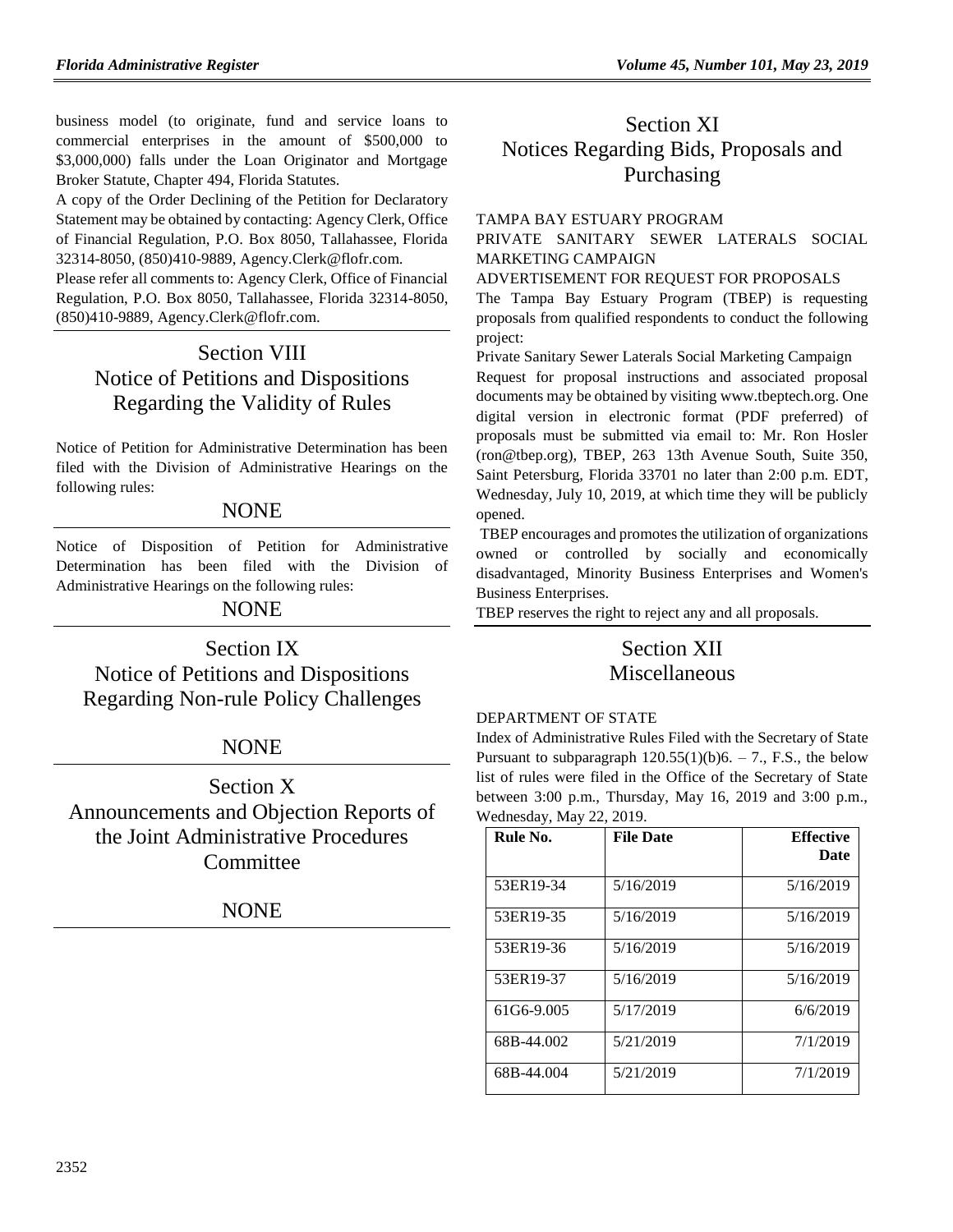business model (to originate, fund and service loans to commercial enterprises in the amount of $500,000 to $3,000,000) falls under the Loan Originator and Mortgage Broker Statute, Chapter 494, Florida Statutes.

A copy of the Order Declining of the Petition for Declaratory Statement may be obtained by contacting: Agency Clerk, Office of Financial Regulation, P.O. Box 8050, Tallahassee, Florida 32314-8050, (850)410-9889, Agency.Clerk@flofr.com.

Please refer all comments to: Agency Clerk, Office of Financial Regulation, P.O. Box 8050, Tallahassee, Florida 32314-8050, (850)410-9889, Agency.Clerk@flofr.com.

# Section VIII Notice of Petitions and Dispositions Regarding the Validity of Rules

Notice of Petition for Administrative Determination has been filed with the Division of Administrative Hearings on the following rules:

NONE

Notice of Disposition of Petition for Administrative Determination has been filed with the Division of Administrative Hearings on the following rules:

NONE

# Section IX Notice of Petitions and Dispositions Regarding Non-rule Policy Challenges

NONE

# Section X Announcements and Objection Reports of the Joint Administrative Procedures Committee

NONE

# Section XI Notices Regarding Bids, Proposals and Purchasing

TAMPA BAY ESTUARY PROGRAM

PRIVATE SANITARY SEWER LATERALS SOCIAL MARKETING CAMPAIGN

ADVERTISEMENT FOR REQUEST FOR PROPOSALS

The Tampa Bay Estuary Program (TBEP) is requesting proposals from qualified respondents to conduct the following project:

Private Sanitary Sewer Laterals Social Marketing Campaign

Request for proposal instructions and associated proposal documents may be obtained by visiting www.tbeptech.org. One digital version in electronic format (PDF preferred) of proposals must be submitted via email to: Mr. Ron Hosler (ron@tbep.org), TBEP, 263 13th Avenue South, Suite 350, Saint Petersburg, Florida 33701 no later than 2:00 p.m. EDT, Wednesday, July 10, 2019, at which time they will be publicly opened.

TBEP encourages and promotes the utilization of organizations owned or controlled by socially and economically disadvantaged, Minority Business Enterprises and Women's Business Enterprises.

TBEP reserves the right to reject any and all proposals.

# Section XII Miscellaneous

DEPARTMENT OF STATE

Index of Administrative Rules Filed with the Secretary of State Pursuant to subparagraph 120.55(1)(b)6. – 7., F.S., the below list of rules were filed in the Office of the Secretary of State between 3:00 p.m., Thursday, May 16, 2019 and 3:00 p.m., Wednesday, May 22, 2019.

| Rule No. | File Date | Effective Date |
|---|---|---|
| 53ER19-34 | 5/16/2019 | 5/16/2019 |
| 53ER19-35 | 5/16/2019 | 5/16/2019 |
| 53ER19-36 | 5/16/2019 | 5/16/2019 |
| 53ER19-37 | 5/16/2019 | 5/16/2019 |
| 61G6-9.005 | 5/17/2019 | 6/6/2019 |
| 68B-44.002 | 5/21/2019 | 7/1/2019 |
| 68B-44.004 | 5/21/2019 | 7/1/2019 |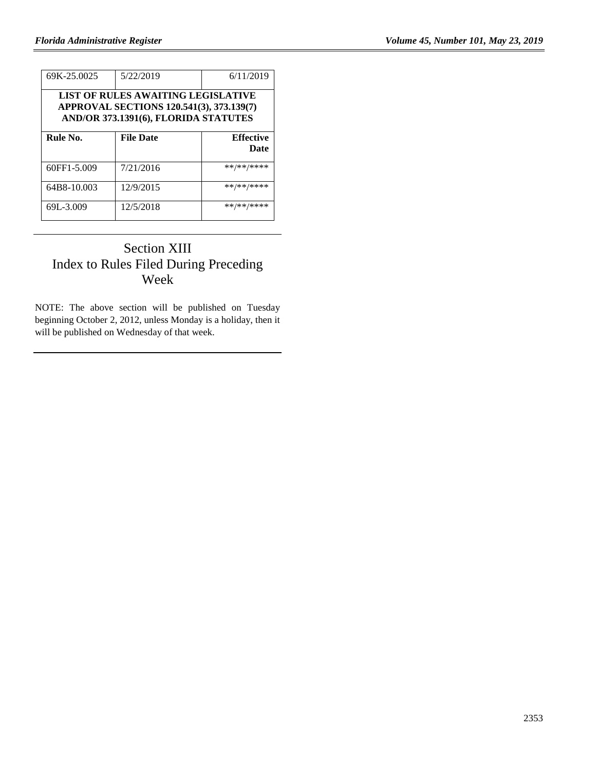| | | |
|---|---|---|
| 69K-25.0025 | 5/22/2019 | 6/11/2019 |

**LIST OF RULES AWAITING LEGISLATIVE APPROVAL SECTIONS 120.541(3), 373.139(7) AND/OR 373.1391(6), FLORIDA STATUTES**

| Rule No. | File Date | Effective Date |
|---|---|---|
| 60FF1-5.009 | 7/21/2016 | **/**/**** |
| 64B8-10.003 | 12/9/2015 | **/**/**** |
| 69L-3.009 | 12/5/2018 | **/**/**** |

# Section XIII Index to Rules Filed During Preceding Week

NOTE: The above section will be published on Tuesday beginning October 2, 2012, unless Monday is a holiday, then it will be published on Wednesday of that week.